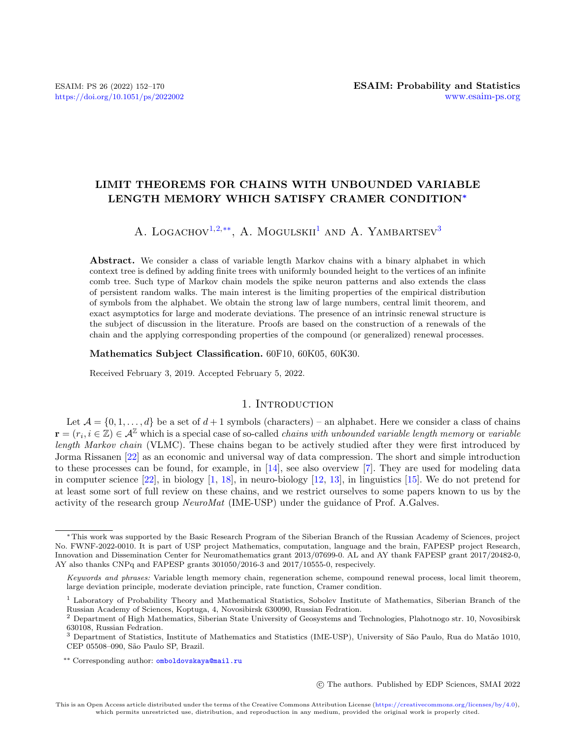# LIMIT THEOREMS FOR CHAINS WITH UNBOUNDED VARIABLE LENGTH MEMORY WHICH SATISFY CRAMER CONDITION*

A. Logachov[1,2,**], A. Mogulskii[1] and A. Yambartsev[3]

**Abstract.** We consider a class of variable length Markov chains with a binary alphabet in which context tree is defined by adding finite trees with uniformly bounded height to the vertices of an infinite comb tree. Such type of Markov chain models the spike neuron patterns and also extends the class of persistent random walks. The main interest is the limiting properties of the empirical distribution of symbols from the alphabet. We obtain the strong law of large numbers, central limit theorem, and exact asymptotics for large and moderate deviations. The presence of an intrinsic renewal structure is the subject of discussion in the literature. Proofs are based on the construction of a renewals of the chain and the applying corresponding properties of the compound (or generalized) renewal processes.

**Mathematics Subject Classification.** 60F10, 60K05, 60K30.

Received February 3, 2019. Accepted February 5, 2022.

## 1. Introduction

Let $\mathcal{A} = \{0, 1, \ldots, d\}$ be a set of $d+1$ symbols (characters) – an alphabet. Here we consider a class of chains $\mathbf{r} = (r_i, i \in \mathbb{Z}) \in \mathcal{A}^{\mathbb{Z}}$ which is a special case of so-called *chains with unbounded variable length memory* or *variable length Markov chain* (VLMC). These chains began to be actively studied after they were first introduced by Jorma Rissanen [22] as an economic and universal way of data compression. The short and simple introduction to these processes can be found, for example, in [14], see also overview [7]. They are used for modeling data in computer science [22], in biology [1, 18], in neuro-biology [12, 13], in linguistics [15]. We do not pretend for at least some sort of full review on these chains, and we restrict ourselves to some papers known to us by the activity of the research group *NeuroMat* (IME-USP) under the guidance of Prof. A.Galves.

*This work was supported by the Basic Research Program of the Siberian Branch of the Russian Academy of Sciences, project No. FWNF-2022-0010. It is part of USP project Mathematics, computation, language and the brain, FAPESP project Research, Innovation and Dissemination Center for Neuromathematics grant 2013/07699-0. AL and AY thank FAPESP grant 2017/20482-0, AY also thanks CNPq and FAPESP grants 301050/2016-3 and 2017/10555-0, respecively.

*Keywords and phrases:* Variable length memory chain, regeneration scheme, compound renewal process, local limit theorem, large deviation principle, moderate deviation principle, rate function, Cramer condition.

[1] Laboratory of Probability Theory and Mathematical Statistics, Sobolev Institute of Mathematics, Siberian Branch of the Russian Academy of Sciences, Koptuga, 4, Novosibirsk 630090, Russian Fedration.

[2] Department of High Mathematics, Siberian State University of Geosystems and Technologies, Plahotnogo str. 10, Novosibirsk 630108, Russian Fedration.

[3] Department of Statistics, Institute of Mathematics and Statistics (IME-USP), University of São Paulo, Rua do Matão 1010, CEP 05508–090, São Paulo SP, Brazil.

** Corresponding author: omboldovskaya@mail.ru

© The authors. Published by EDP Sciences, SMAI 2022

This is an Open Access article distributed under the terms of the Creative Commons Attribution License (https://creativecommons.org/licenses/by/4.0), which permits unrestricted use, distribution, and reproduction in any medium, provided the original work is properly cited.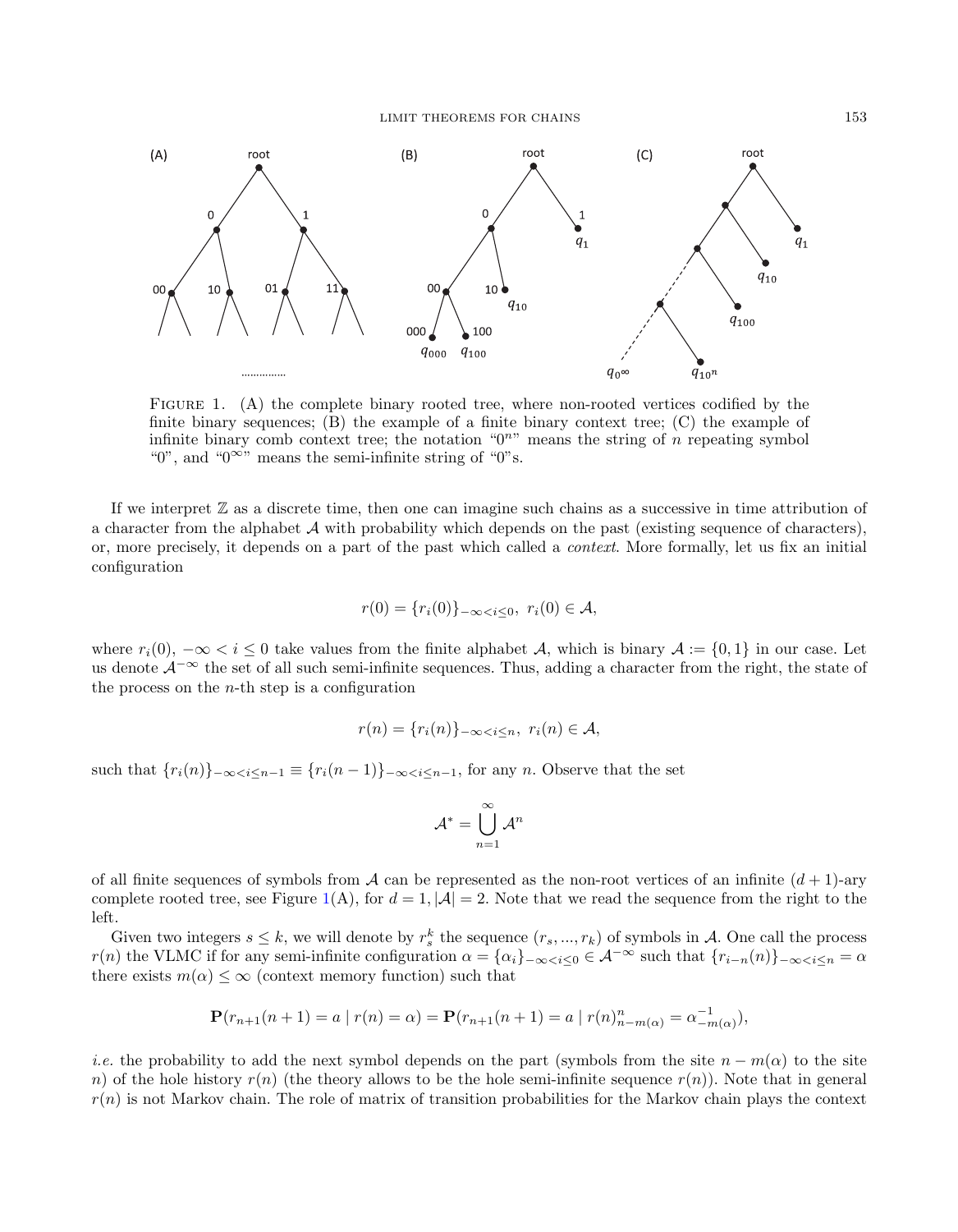FIGURE 1. (A) the complete binary rooted tree, where non-rooted vertices codified by the finite binary sequences; (B) the example of a finite binary context tree; (C) the example of infinite binary comb context tree; the notation "$0^n$" means the string of $n$ repeating symbol "0", and "$0^\infty$" means the semi-infinite string of "0"s.

If we interpret $\mathbb{Z}$ as a discrete time, then one can imagine such chains as a successive in time attribution of a character from the alphabet $\mathcal{A}$ with probability which depends on the past (existing sequence of characters), or, more precisely, it depends on a part of the past which called a *context*. More formally, let us fix an initial configuration

$$r(0) = \{r_i(0)\}_{-\infty<i\leq 0},\ r_i(0) \in \mathcal{A},$$

where $r_i(0)$, $-\infty < i \leq 0$ take values from the finite alphabet $\mathcal{A}$, which is binary $\mathcal{A} := \{0, 1\}$ in our case. Let us denote $\mathcal{A}^{-\infty}$ the set of all such semi-infinite sequences. Thus, adding a character from the right, the state of the process on the $n$-th step is a configuration

$$r(n) = \{r_i(n)\}_{-\infty<i\leq n},\ r_i(n) \in \mathcal{A},$$

such that $\{r_i(n)\}_{-\infty<i\leq n-1} \equiv \{r_i(n-1)\}_{-\infty<i\leq n-1}$, for any $n$. Observe that the set

$$\mathcal{A}^* = \bigcup_{n=1}^{\infty} \mathcal{A}^n$$

of all finite sequences of symbols from $\mathcal{A}$ can be represented as the non-root vertices of an infinite $(d+1)$-ary complete rooted tree, see Figure 1(A), for $d = 1, |\mathcal{A}| = 2$. Note that we read the sequence from the right to the left.

Given two integers $s \leq k$, we will denote by $r_s^k$ the sequence $(r_s, ..., r_k)$ of symbols in $\mathcal{A}$. One call the process $r(n)$ the VLMC if for any semi-infinite configuration $\alpha = \{\alpha_i\}_{-\infty<i\leq 0} \in \mathcal{A}^{-\infty}$ such that $\{r_{i-n}(n)\}_{-\infty<i\leq n} = \alpha$ there exists $m(\alpha) \leq \infty$ (context memory function) such that

$$\mathbf{P}(r_{n+1}(n+1) = a \mid r(n) = \alpha) = \mathbf{P}(r_{n+1}(n+1) = a \mid r(n)_{n-m(\alpha)}^{n} = \alpha_{-m(\alpha)}^{-1}),$$

*i.e.* the probability to add the next symbol depends on the part (symbols from the site $n - m(\alpha)$ to the site $n$) of the hole history $r(n)$ (the theory allows to be the hole semi-infinite sequence $r(n)$). Note that in general $r(n)$ is not Markov chain. The role of matrix of transition probabilities for the Markov chain plays the context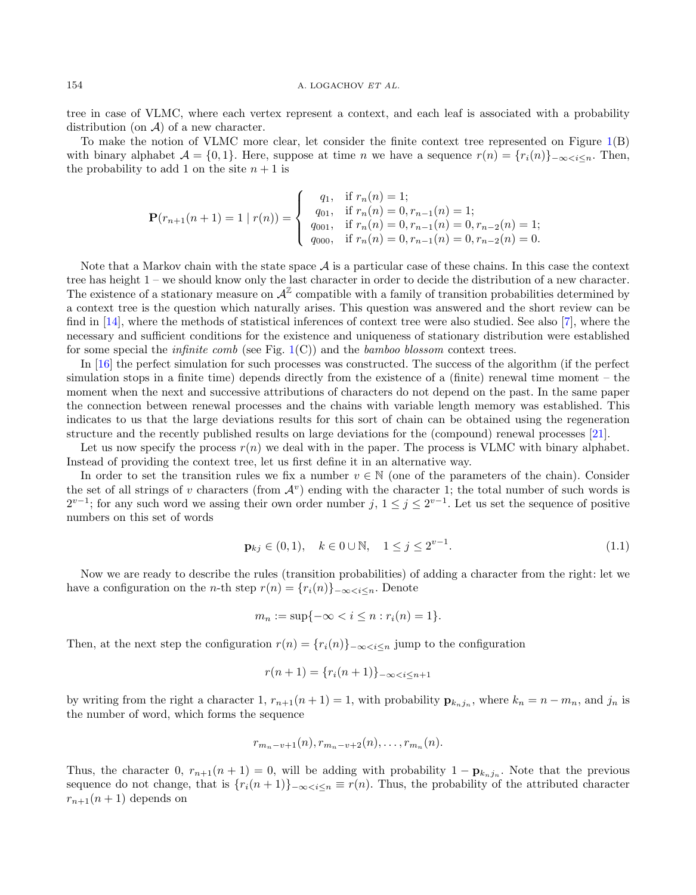tree in case of VLMC, where each vertex represent a context, and each leaf is associated with a probability distribution (on $\mathcal{A}$) of a new character.

To make the notion of VLMC more clear, let consider the finite context tree represented on Figure 1(B) with binary alphabet $\mathcal{A} = \{0, 1\}$. Here, suppose at time $n$ we have a sequence $r(n) = \{r_i(n)\}_{-\infty<i\leq n}$. Then, the probability to add 1 on the site $n+1$ is

$$\mathbf{P}(r_{n+1}(n+1) = 1 \mid r(n)) = \begin{cases} q_1, & \text{if } r_n(n) = 1; \\ q_{01}, & \text{if } r_n(n) = 0, r_{n-1}(n) = 1; \\ q_{001}, & \text{if } r_n(n) = 0, r_{n-1}(n) = 0, r_{n-2}(n) = 1; \\ q_{000}, & \text{if } r_n(n) = 0, r_{n-1}(n) = 0, r_{n-2}(n) = 0. \end{cases}$$

Note that a Markov chain with the state space $\mathcal{A}$ is a particular case of these chains. In this case the context tree has height 1 – we should know only the last character in order to decide the distribution of a new character. The existence of a stationary measure on $\mathcal{A}^{\mathbb{Z}}$ compatible with a family of transition probabilities determined by a context tree is the question which naturally arises. This question was answered and the short review can be find in [14], where the methods of statistical inferences of context tree were also studied. See also [7], where the necessary and sufficient conditions for the existence and uniqueness of stationary distribution were established for some special the *infinite comb* (see Fig. 1(C)) and the *bamboo blossom* context trees.

In [16] the perfect simulation for such processes was constructed. The success of the algorithm (if the perfect simulation stops in a finite time) depends directly from the existence of a (finite) renewal time moment – the moment when the next and successive attributions of characters do not depend on the past. In the same paper the connection between renewal processes and the chains with variable length memory was established. This indicates to us that the large deviations results for this sort of chain can be obtained using the regeneration structure and the recently published results on large deviations for the (compound) renewal processes [21].

Let us now specify the process $r(n)$ we deal with in the paper. The process is VLMC with binary alphabet. Instead of providing the context tree, let us first define it in an alternative way.

In order to set the transition rules we fix a number $v \in \mathbb{N}$ (one of the parameters of the chain). Consider the set of all strings of $v$ characters (from $\mathcal{A}^v$) ending with the character 1; the total number of such words is $2^{v-1}$; for any such word we assing their own order number $j$, $1 \leq j \leq 2^{v-1}$. Let us set the sequence of positive numbers on this set of words

$$\mathbf{p}_{kj} \in (0, 1), \quad k \in 0 \cup \mathbb{N}, \quad 1 \leq j \leq 2^{v-1}. \tag{1.1}$$

Now we are ready to describe the rules (transition probabilities) of adding a character from the right: let we have a configuration on the $n$-th step $r(n) = \{r_i(n)\}_{-\infty<i\leq n}$. Denote

$$m_n := \sup\{-\infty < i \leq n : r_i(n) = 1\}.$$

Then, at the next step the configuration $r(n) = \{r_i(n)\}_{-\infty<i\leq n}$ jump to the configuration

$$r(n+1) = \{r_i(n+1)\}_{-\infty<i\leq n+1}$$

by writing from the right a character 1, $r_{n+1}(n+1) = 1$, with probability $\mathbf{p}_{k_n j_n}$, where $k_n = n - m_n$, and $j_n$ is the number of word, which forms the sequence

$$r_{m_n-v+1}(n), r_{m_n-v+2}(n), \ldots, r_{m_n}(n).$$

Thus, the character 0, $r_{n+1}(n+1) = 0$, will be adding with probability $1 - \mathbf{p}_{k_n j_n}$. Note that the previous sequence do not change, that is $\{r_i(n+1)\}_{-\infty<i\leq n} \equiv r(n)$. Thus, the probability of the attributed character $r_{n+1}(n+1)$ depends on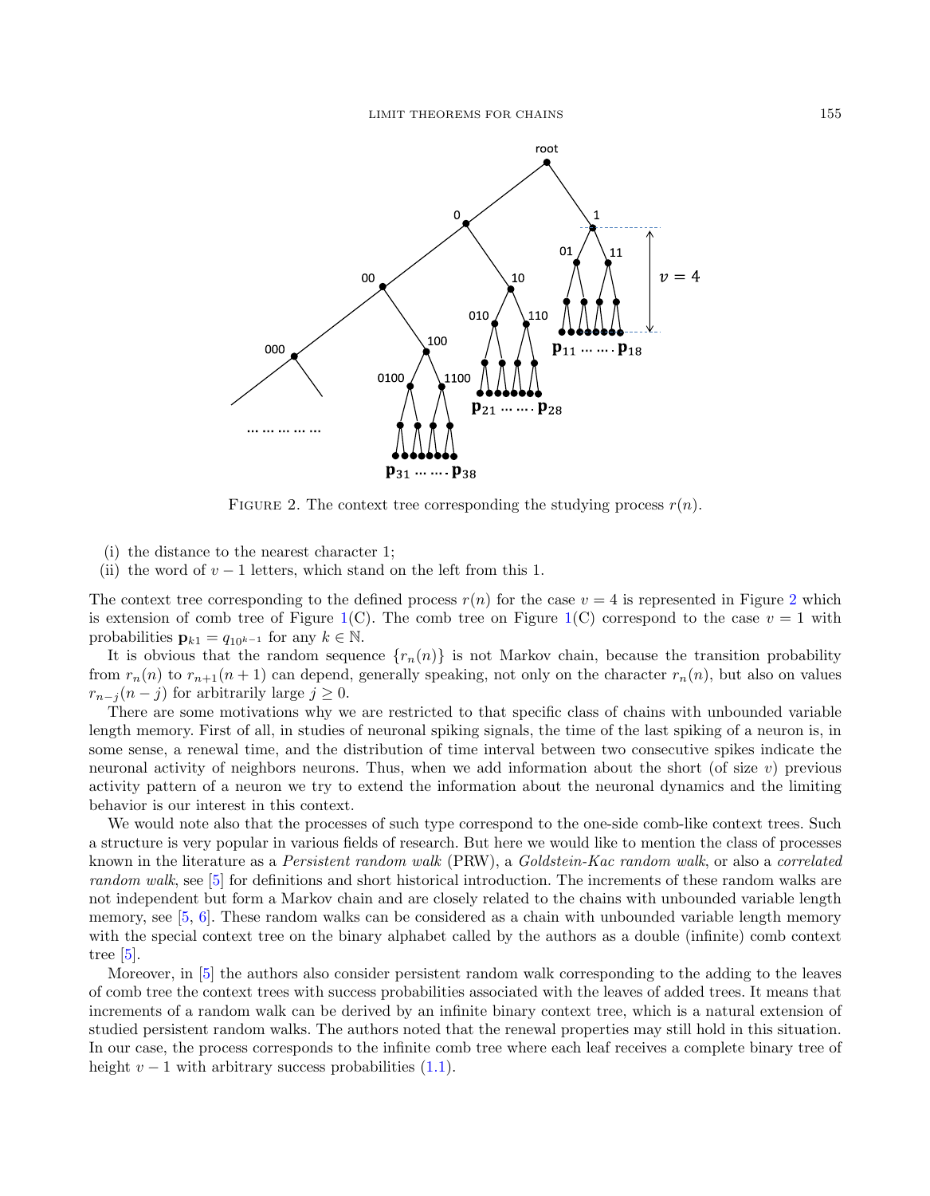FIGURE 2. The context tree corresponding the studying process $r(n)$.

(i) the distance to the nearest character 1;
(ii) the word of $v-1$ letters, which stand on the left from this 1.

The context tree corresponding to the defined process $r(n)$ for the case $v = 4$ is represented in Figure 2 which is extension of comb tree of Figure 1(C). The comb tree on Figure 1(C) correspond to the case $v = 1$ with probabilities $\mathbf{p}_{k1} = q_{10^{k-1}}$ for any $k \in \mathbb{N}$.

It is obvious that the random sequence $\{r_n(n)\}$ is not Markov chain, because the transition probability from $r_n(n)$ to $r_{n+1}(n+1)$ can depend, generally speaking, not only on the character $r_n(n)$, but also on values $r_{n-j}(n-j)$ for arbitrarily large $j \geq 0$.

There are some motivations why we are restricted to that specific class of chains with unbounded variable length memory. First of all, in studies of neuronal spiking signals, the time of the last spiking of a neuron is, in some sense, a renewal time, and the distribution of time interval between two consecutive spikes indicate the neuronal activity of neighbors neurons. Thus, when we add information about the short (of size $v$) previous activity pattern of a neuron we try to extend the information about the neuronal dynamics and the limiting behavior is our interest in this context.

We would note also that the processes of such type correspond to the one-side comb-like context trees. Such a structure is very popular in various fields of research. But here we would like to mention the class of processes known in the literature as a *Persistent random walk* (PRW), a *Goldstein-Kac random walk*, or also a *correlated random walk*, see [5] for definitions and short historical introduction. The increments of these random walks are not independent but form a Markov chain and are closely related to the chains with unbounded variable length memory, see [5, 6]. These random walks can be considered as a chain with unbounded variable length memory with the special context tree on the binary alphabet called by the authors as a double (infinite) comb context tree [5].

Moreover, in [5] the authors also consider persistent random walk corresponding to the adding to the leaves of comb tree the context trees with success probabilities associated with the leaves of added trees. It means that increments of a random walk can be derived by an infinite binary context tree, which is a natural extension of studied persistent random walks. The authors noted that the renewal properties may still hold in this situation. In our case, the process corresponds to the infinite comb tree where each leaf receives a complete binary tree of height $v-1$ with arbitrary success probabilities (1.1).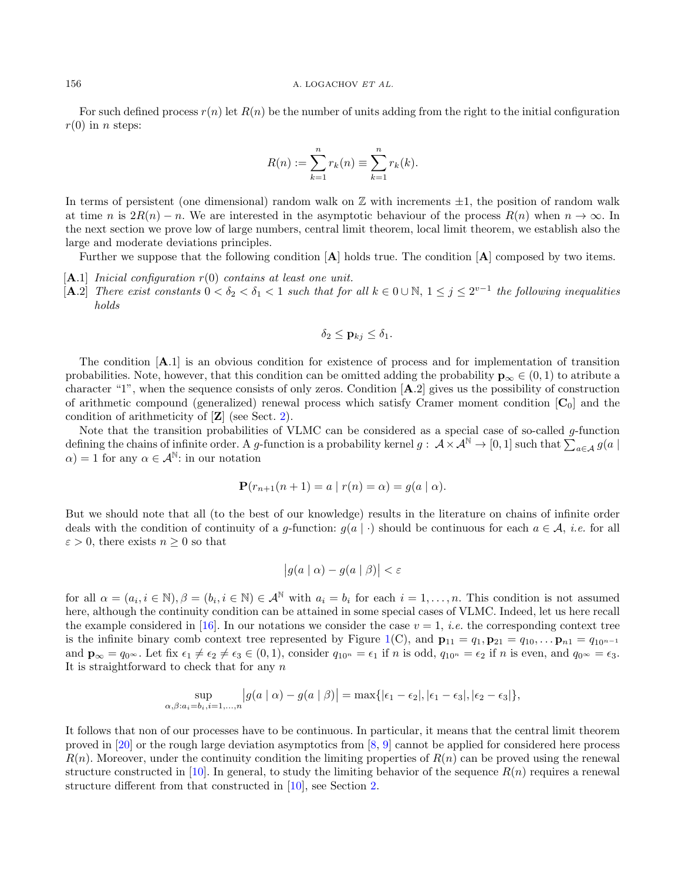For such defined process $r(n)$ let $R(n)$ be the number of units adding from the right to the initial configuration $r(0)$ in $n$ steps:

$$R(n) := \sum_{k=1}^{n} r_k(n) \equiv \sum_{k=1}^{n} r_k(k).$$

In terms of persistent (one dimensional) random walk on $\mathbb{Z}$ with increments $\pm 1$, the position of random walk at time $n$ is $2R(n) - n$. We are interested in the asymptotic behaviour of the process $R(n)$ when $n \to \infty$. In the next section we prove low of large numbers, central limit theorem, local limit theorem, we establish also the large and moderate deviations principles.

Further we suppose that the following condition [**A**] holds true. The condition [**A**] composed by two items.

- [**A**.1] *Inicial configuration $r(0)$ contains at least one unit.*
- [**A**.2] *There exist constants $0 < \delta_2 < \delta_1 < 1$ such that for all $k \in 0 \cup \mathbb{N}$, $1 \le j \le 2^{v-1}$ the following inequalities holds*

$$\delta_2 \le \mathbf{p}_{kj} \le \delta_1.$$

The condition [**A**.1] is an obvious condition for existence of process and for implementation of transition probabilities. Note, however, that this condition can be omitted adding the probability $\mathbf{p}_\infty \in (0, 1)$ to atribute a character "1", when the sequence consists of only zeros. Condition [**A**.2] gives us the possibility of construction of arithmetic compound (generalized) renewal process which satisfy Cramer moment condition [$\mathbf{C}_0$] and the condition of arithmeticity of [**Z**] (see Sect. 2).

Note that the transition probabilities of VLMC can be considered as a special case of so-called $g$-function defining the chains of infinite order. A $g$-function is a probability kernel $g: \mathcal{A} \times \mathcal{A}^{\mathbb{N}} \to [0, 1]$ such that $\sum_{a \in \mathcal{A}} g(a \mid \alpha) = 1$ for any $\alpha \in \mathcal{A}^{\mathbb{N}}$: in our notation

$$\mathbf{P}(r_{n+1}(n+1) = a \mid r(n) = \alpha) = g(a \mid \alpha).$$

But we should note that all (to the best of our knowledge) results in the literature on chains of infinite order deals with the condition of continuity of a $g$-function: $g(a \mid \cdot)$ should be continuous for each $a \in \mathcal{A}$, *i.e.* for all $\varepsilon > 0$, there exists $n \ge 0$ so that

$$\big| g(a \mid \alpha) - g(a \mid \beta) \big| < \varepsilon$$

for all $\alpha = (a_i, i \in \mathbb{N}), \beta = (b_i, i \in \mathbb{N}) \in \mathcal{A}^{\mathbb{N}}$ with $a_i = b_i$ for each $i = 1, \ldots, n$. This condition is not assumed here, although the continuity condition can be attained in some special cases of VLMC. Indeed, let us here recall the example considered in [16]. In our notations we consider the case $v = 1$, *i.e.* the corresponding context tree is the infinite binary comb context tree represented by Figure 1(C), and $\mathbf{p}_{11} = q_1, \mathbf{p}_{21} = q_{10}, \ldots \mathbf{p}_{n1} = q_{10^{n-1}}$ and $\mathbf{p}_\infty = q_{0^\infty}$. Let fix $\epsilon_1 \ne \epsilon_2 \ne \epsilon_3 \in (0, 1)$, consider $q_{10^n} = \epsilon_1$ if $n$ is odd, $q_{10^n} = \epsilon_2$ if $n$ is even, and $q_{0^\infty} = \epsilon_3$. It is straightforward to check that for any $n$

$$\sup_{\alpha, \beta: a_i = b_i, i = 1, \ldots, n} \big| g(a \mid \alpha) - g(a \mid \beta) \big| = \max\{|\epsilon_1 - \epsilon_2|, |\epsilon_1 - \epsilon_3|, |\epsilon_2 - \epsilon_3|\},$$

It follows that non of our processes have to be continuous. In particular, it means that the central limit theorem proved in [20] or the rough large deviation asymptotics from [8, 9] cannot be applied for considered here process $R(n)$. Moreover, under the continuity condition the limiting properties of $R(n)$ can be proved using the renewal structure constructed in [10]. In general, to study the limiting behavior of the sequence $R(n)$ requires a renewal structure different from that constructed in [10], see Section 2.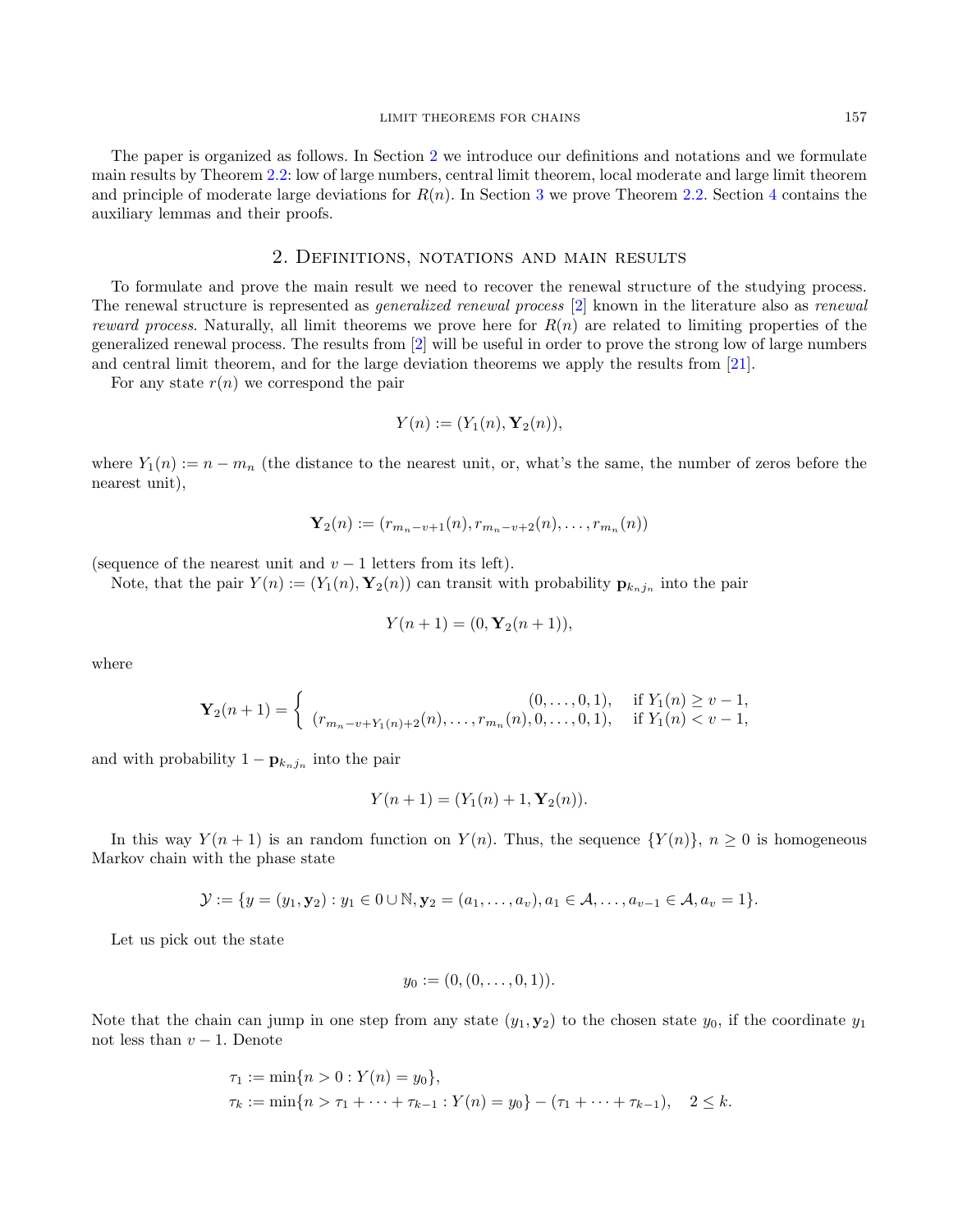The paper is organized as follows. In Section 2 we introduce our definitions and notations and we formulate main results by Theorem 2.2: low of large numbers, central limit theorem, local moderate and large limit theorem and principle of moderate large deviations for $R(n)$. In Section 3 we prove Theorem 2.2. Section 4 contains the auxiliary lemmas and their proofs.

## 2. Definitions, notations and main results

To formulate and prove the main result we need to recover the renewal structure of the studying process. The renewal structure is represented as *generalized renewal process* [2] known in the literature also as *renewal reward process*. Naturally, all limit theorems we prove here for $R(n)$ are related to limiting properties of the generalized renewal process. The results from [2] will be useful in order to prove the strong low of large numbers and central limit theorem, and for the large deviation theorems we apply the results from [21].

For any state $r(n)$ we correspond the pair

$$Y(n) := (Y_1(n), \mathbf{Y}_2(n)),$$

where $Y_1(n) := n - m_n$ (the distance to the nearest unit, or, what's the same, the number of zeros before the nearest unit),

$$\mathbf{Y}_2(n) := (r_{m_n-v+1}(n), r_{m_n-v+2}(n), \ldots, r_{m_n}(n))$$

(sequence of the nearest unit and $v-1$ letters from its left).

Note, that the pair $Y(n) := (Y_1(n), \mathbf{Y}_2(n))$ can transit with probability $\mathbf{p}_{k_n j_n}$ into the pair

$$Y(n+1) = (0, \mathbf{Y}_2(n+1)),$$

where

$$\mathbf{Y}_2(n+1) = \begin{cases} (0, \ldots, 0, 1), & \text{if } Y_1(n) \geq v-1, \\ (r_{m_n-v+Y_1(n)+2}(n), \ldots, r_{m_n}(n), 0, \ldots, 0, 1), & \text{if } Y_1(n) < v-1, \end{cases}$$

and with probability $1 - \mathbf{p}_{k_n j_n}$ into the pair

$$Y(n+1) = (Y_1(n) + 1, \mathbf{Y}_2(n)).$$

In this way $Y(n+1)$ is an random function on $Y(n)$. Thus, the sequence $\{Y(n)\}$, $n \geq 0$ is homogeneous Markov chain with the phase state

$$\mathcal{Y} := \{y = (y_1, \mathbf{y}_2) : y_1 \in 0 \cup \mathbb{N}, \mathbf{y}_2 = (a_1, \ldots, a_v), a_1 \in \mathcal{A}, \ldots, a_{v-1} \in \mathcal{A}, a_v = 1\}.$$

Let us pick out the state

$$y_0 := (0, (0, \ldots, 0, 1)).$$

Note that the chain can jump in one step from any state $(y_1, \mathbf{y}_2)$ to the chosen state $y_0$, if the coordinate $y_1$ not less than $v-1$. Denote

$$\begin{aligned} \tau_1 &:= \min\{n > 0 : Y(n) = y_0\}, \\ \tau_k &:= \min\{n > \tau_1 + \cdots + \tau_{k-1} : Y(n) = y_0\} - (\tau_1 + \cdots + \tau_{k-1}), \quad 2 \leq k. \end{aligned}$$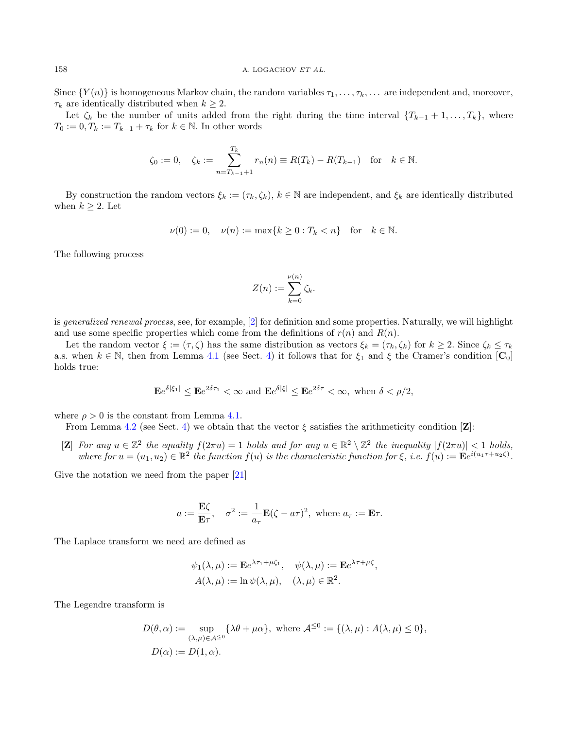Since $\{Y(n)\}$ is homogeneous Markov chain, the random variables $\tau_1, \ldots, \tau_k, \ldots$ are independent and, moreover, $\tau_k$ are identically distributed when $k \geq 2$.

Let $\zeta_k$ be the number of units added from the right during the time interval $\{T_{k-1}+1, \ldots, T_k\}$, where $T_0 := 0, T_k := T_{k-1} + \tau_k$ for $k \in \mathbb{N}$. In other words

$$\zeta_0 := 0, \quad \zeta_k := \sum_{n=T_{k-1}+1}^{T_k} r_n(n) \equiv R(T_k) - R(T_{k-1}) \quad \text{for} \quad k \in \mathbb{N}.$$

By construction the random vectors $\xi_k := (\tau_k, \zeta_k)$, $k \in \mathbb{N}$ are independent, and $\xi_k$ are identically distributed when $k \geq 2$. Let

$$\nu(0) := 0, \quad \nu(n) := \max\{k \geq 0 : T_k < n\} \quad \text{for} \quad k \in \mathbb{N}.$$

The following process

$$Z(n) := \sum_{k=0}^{\nu(n)} \zeta_k.$$

is *generalized renewal process*, see, for example, [2] for definition and some properties. Naturally, we will highlight and use some specific properties which come from the definitions of $r(n)$ and $R(n)$.

Let the random vector $\xi := (\tau, \zeta)$ has the same distribution as vectors $\xi_k = (\tau_k, \zeta_k)$ for $k \geq 2$. Since $\zeta_k \leq \tau_k$ a.s. when $k \in \mathbb{N}$, then from Lemma 4.1 (see Sect. 4) it follows that for $\xi_1$ and $\xi$ the Cramer's condition $[\mathbf{C}_0]$ holds true:

$$\mathbf{E}e^{\delta|\xi_1|} \leq \mathbf{E}e^{2\delta\tau_1} < \infty \text{ and } \mathbf{E}e^{\delta|\xi|} \leq \mathbf{E}e^{2\delta\tau} < \infty, \text{ when } \delta < \rho/2,$$

where $\rho > 0$ is the constant from Lemma 4.1.

From Lemma 4.2 (see Sect. 4) we obtain that the vector $\xi$ satisfies the arithmeticity condition $[\mathbf{Z}]$:

**[Z]** *For any $u \in \mathbb{Z}^2$ the equality $f(2\pi u) = 1$ holds and for any $u \in \mathbb{R}^2 \setminus \mathbb{Z}^2$ the inequality $|f(2\pi u)| < 1$ holds, where for $u = (u_1, u_2) \in \mathbb{R}^2$ the function $f(u)$ is the characteristic function for $\xi$, i.e. $f(u) := \mathbf{E}e^{i(u_1\tau + u_2\zeta)}$.*

Give the notation we need from the paper [21]

$$a := \frac{\mathbf{E}\zeta}{\mathbf{E}\tau}, \quad \sigma^2 := \frac{1}{a_\tau}\mathbf{E}(\zeta - a\tau)^2, \text{ where } a_\tau := \mathbf{E}\tau.$$

The Laplace transform we need are defined as

$$\psi_1(\lambda, \mu) := \mathbf{E}e^{\lambda\tau_1 + \mu\zeta_1}, \quad \psi(\lambda, \mu) := \mathbf{E}e^{\lambda\tau + \mu\zeta},$$
$$A(\lambda, \mu) := \ln \psi(\lambda, \mu), \quad (\lambda, \mu) \in \mathbb{R}^2.$$

The Legendre transform is

$$D(\theta, \alpha) := \sup_{(\lambda,\mu) \in \mathcal{A}^{\leq 0}} \{\lambda\theta + \mu\alpha\}, \text{ where } \mathcal{A}^{\leq 0} := \{(\lambda, \mu) : A(\lambda, \mu) \leq 0\},$$
$$D(\alpha) := D(1, \alpha).$$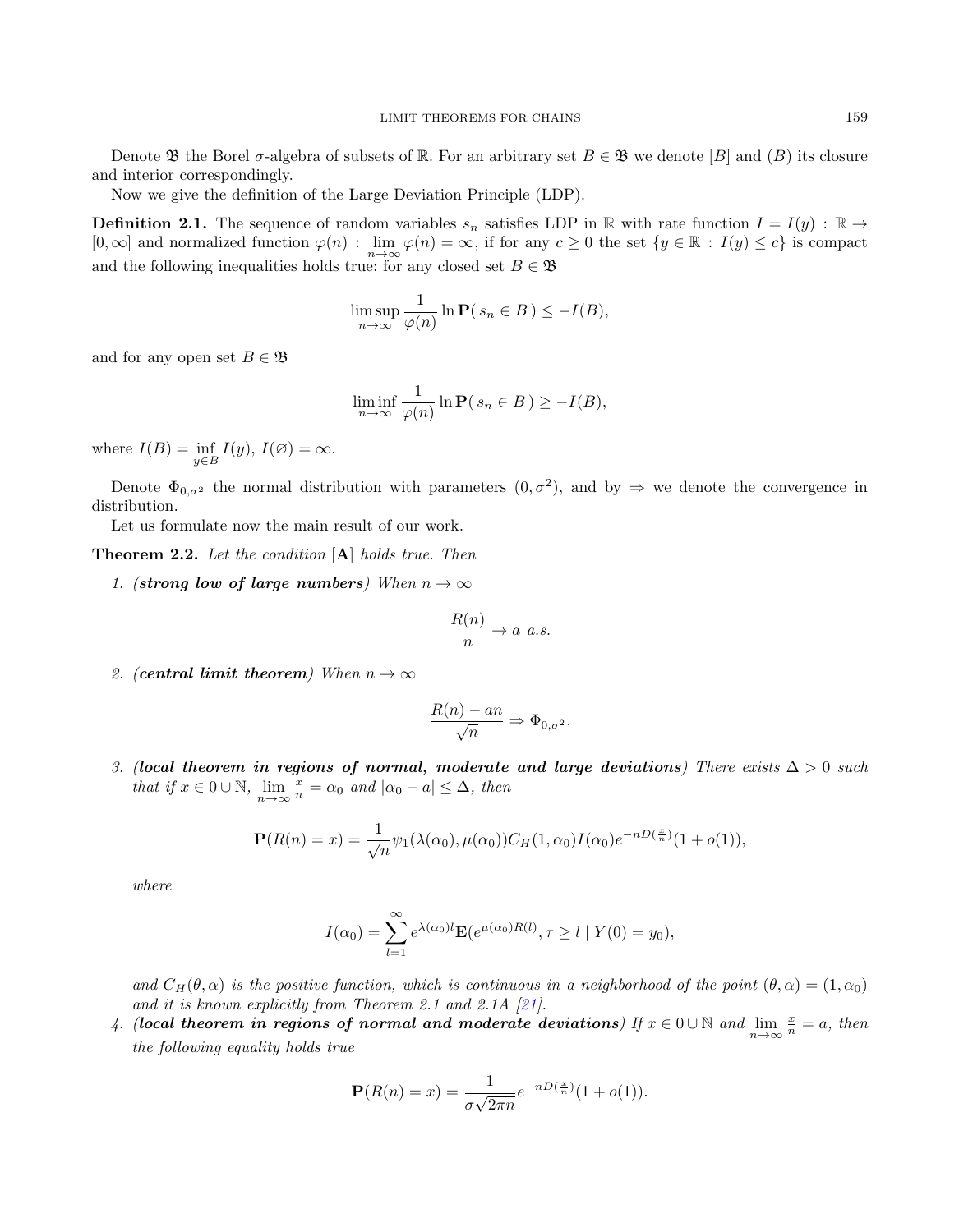Denote $\mathfrak{B}$ the Borel $\sigma$-algebra of subsets of $\mathbb{R}$. For an arbitrary set $B \in \mathfrak{B}$ we denote $[B]$ and $(B)$ its closure and interior correspondingly.

Now we give the definition of the Large Deviation Principle (LDP).

**Definition 2.1.** The sequence of random variables $s_n$ satisfies LDP in $\mathbb{R}$ with rate function $I = I(y) : \mathbb{R} \to [0, \infty]$ and normalized function $\varphi(n) : \lim_{n\to\infty} \varphi(n) = \infty$, if for any $c \geq 0$ the set $\{y \in \mathbb{R} : I(y) \leq c\}$ is compact and the following inequalities holds true: for any closed set $B \in \mathfrak{B}$

$$\limsup_{n\to\infty} \frac{1}{\varphi(n)} \ln \mathbf{P}(\, s_n \in B\,) \leq -I(B),$$

and for any open set $B \in \mathfrak{B}$

$$\liminf_{n\to\infty} \frac{1}{\varphi(n)} \ln \mathbf{P}(\, s_n \in B\,) \geq -I(B),$$

where $I(B) = \inf_{y \in B} I(y)$, $I(\varnothing) = \infty$.

Denote $\Phi_{0,\sigma^2}$ the normal distribution with parameters $(0, \sigma^2)$, and by $\Rightarrow$ we denote the convergence in distribution.

Let us formulate now the main result of our work.

**Theorem 2.2.** *Let the condition* $[\mathbf{A}]$ *holds true. Then*

1. ***(strong low of large numbers)*** *When* $n \to \infty$

$$\frac{R(n)}{n} \to a \ \ a.s.$$

2. ***(central limit theorem)*** *When* $n \to \infty$

$$\frac{R(n) - an}{\sqrt{n}} \Rightarrow \Phi_{0,\sigma^2}.$$

3. ***(local theorem in regions of normal, moderate and large deviations)*** *There exists* $\Delta > 0$ *such that if* $x \in 0 \cup \mathbb{N}$, $\lim_{n\to\infty} \frac{x}{n} = \alpha_0$ *and* $|\alpha_0 - a| \leq \Delta$, *then*

$$\mathbf{P}(R(n) = x) = \frac{1}{\sqrt{n}} \psi_1(\lambda(\alpha_0), \mu(\alpha_0)) C_H(1, \alpha_0) I(\alpha_0) e^{-nD(\frac{x}{n})}(1 + o(1)),$$

*where*

$$I(\alpha_0) = \sum_{l=1}^{\infty} e^{\lambda(\alpha_0)l} \mathbf{E}(e^{\mu(\alpha_0)R(l)}, \tau \geq l \mid Y(0) = y_0),$$

*and* $C_H(\theta, \alpha)$ *is the positive function, which is continuous in a neighborhood of the point* $(\theta, \alpha) = (1, \alpha_0)$ *and it is known explicitly from Theorem 2.1 and 2.1A [21].*

4. ***(local theorem in regions of normal and moderate deviations)*** *If* $x \in 0 \cup \mathbb{N}$ *and* $\lim_{n\to\infty} \frac{x}{n} = a$, *then the following equality holds true*

$$\mathbf{P}(R(n) = x) = \frac{1}{\sigma\sqrt{2\pi n}} e^{-nD(\frac{x}{n})}(1 + o(1)).$$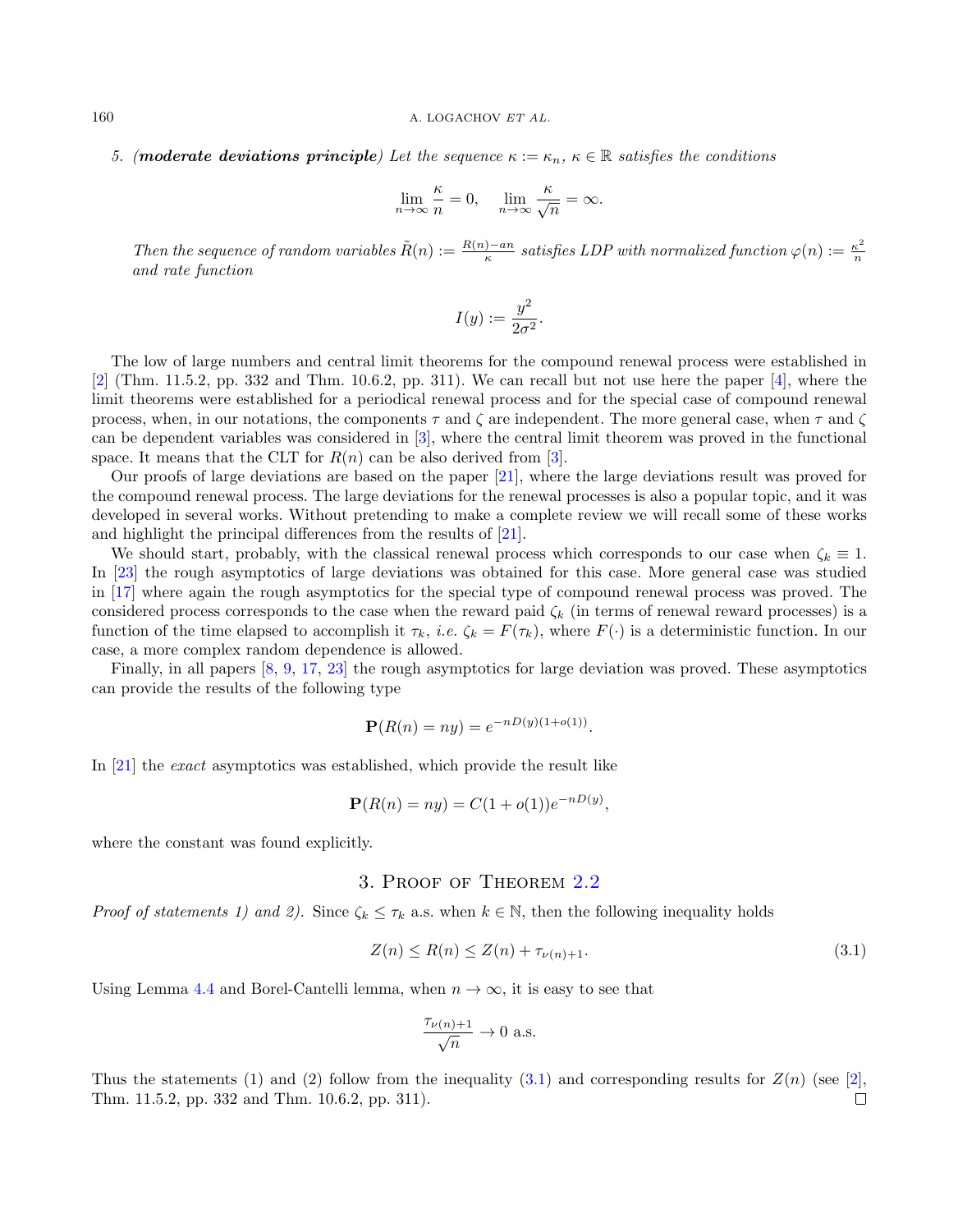5. ***(moderate deviations principle)*** *Let the sequence $\kappa := \kappa_n$, $\kappa \in \mathbb{R}$ satisfies the conditions*

$$\lim_{n\to\infty} \frac{\kappa}{n} = 0, \quad \lim_{n\to\infty} \frac{\kappa}{\sqrt{n}} = \infty.$$

*Then the sequence of random variables $\tilde{R}(n) := \frac{R(n)-an}{\kappa}$ satisfies LDP with normalized function $\varphi(n) := \frac{\kappa^2}{n}$ and rate function*

$$I(y) := \frac{y^2}{2\sigma^2}.$$

The low of large numbers and central limit theorems for the compound renewal process were established in [2] (Thm. 11.5.2, pp. 332 and Thm. 10.6.2, pp. 311). We can recall but not use here the paper [4], where the limit theorems were established for a periodical renewal process and for the special case of compound renewal process, when, in our notations, the components $\tau$ and $\zeta$ are independent. The more general case, when $\tau$ and $\zeta$ can be dependent variables was considered in [3], where the central limit theorem was proved in the functional space. It means that the CLT for $R(n)$ can be also derived from [3].

Our proofs of large deviations are based on the paper [21], where the large deviations result was proved for the compound renewal process. The large deviations for the renewal processes is also a popular topic, and it was developed in several works. Without pretending to make a complete review we will recall some of these works and highlight the principal differences from the results of [21].

We should start, probably, with the classical renewal process which corresponds to our case when $\zeta_k \equiv 1$. In [23] the rough asymptotics of large deviations was obtained for this case. More general case was studied in [17] where again the rough asymptotics for the special type of compound renewal process was proved. The considered process corresponds to the case when the reward paid $\zeta_k$ (in terms of renewal reward processes) is a function of the time elapsed to accomplish it $\tau_k$, *i.e.* $\zeta_k = F(\tau_k)$, where $F(\cdot)$ is a deterministic function. In our case, a more complex random dependence is allowed.

Finally, in all papers [8, 9, 17, 23] the rough asymptotics for large deviation was proved. These asymptotics can provide the results of the following type

$$\mathbf{P}(R(n) = ny) = e^{-nD(y)(1+o(1))}.$$

In [21] the *exact* asymptotics was established, which provide the result like

$$\mathbf{P}(R(n) = ny) = C(1 + o(1))e^{-nD(y)},$$

where the constant was found explicitly.

## 3. Proof of Theorem 2.2

*Proof of statements 1) and 2).* Since $\zeta_k \le \tau_k$ a.s. when $k \in \mathbb{N}$, then the following inequality holds

$$Z(n) \le R(n) \le Z(n) + \tau_{\nu(n)+1}. \tag{3.1}$$

Using Lemma 4.4 and Borel-Cantelli lemma, when $n \to \infty$, it is easy to see that

$$\frac{\tau_{\nu(n)+1}}{\sqrt{n}} \to 0 \text{ a.s.}$$

Thus the statements (1) and (2) follow from the inequality (3.1) and corresponding results for $Z(n)$ (see [2], Thm. 11.5.2, pp. 332 and Thm. 10.6.2, pp. 311). $\square$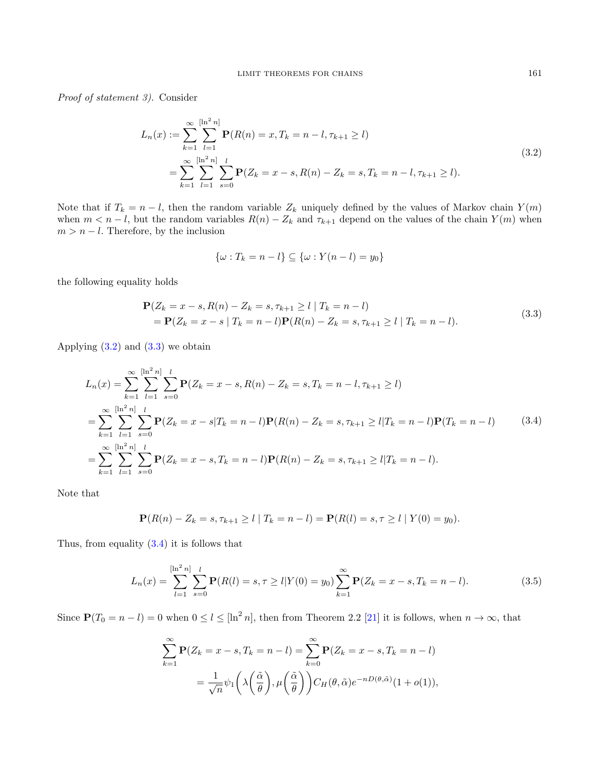*Proof of statement 3).* Consider

$$
\begin{aligned}
L_n(x) &:= \sum_{k=1}^{\infty} \sum_{l=1}^{[\ln^2 n]} \mathbf{P}(R(n) = x, T_k = n - l, \tau_{k+1} \geq l) \\
&= \sum_{k=1}^{\infty} \sum_{l=1}^{[\ln^2 n]} \sum_{s=0}^{l} \mathbf{P}(Z_k = x - s, R(n) - Z_k = s, T_k = n - l, \tau_{k+1} \geq l).
\end{aligned}
\tag{3.2}
$$

Note that if $T_k = n - l$, then the random variable $Z_k$ uniquely defined by the values of Markov chain $Y(m)$ when $m < n - l$, but the random variables $R(n) - Z_k$ and $\tau_{k+1}$ depend on the values of the chain $Y(m)$ when $m > n - l$. Therefore, by the inclusion

$$
\{\omega : T_k = n - l\} \subseteq \{\omega : Y(n - l) = y_0\}
$$

the following equality holds

$$
\begin{aligned}
&\mathbf{P}(Z_k = x - s, R(n) - Z_k = s, \tau_{k+1} \geq l \mid T_k = n - l) \\
&\quad = \mathbf{P}(Z_k = x - s \mid T_k = n - l)\mathbf{P}(R(n) - Z_k = s, \tau_{k+1} \geq l \mid T_k = n - l).
\end{aligned}
\tag{3.3}
$$

Applying (3.2) and (3.3) we obtain

$$
\begin{aligned}
L_n(x) &= \sum_{k=1}^{\infty} \sum_{l=1}^{[\ln^2 n]} \sum_{s=0}^{l} \mathbf{P}(Z_k = x - s, R(n) - Z_k = s, T_k = n - l, \tau_{k+1} \geq l) \\
&= \sum_{k=1}^{\infty} \sum_{l=1}^{[\ln^2 n]} \sum_{s=0}^{l} \mathbf{P}(Z_k = x - s | T_k = n - l)\mathbf{P}(R(n) - Z_k = s, \tau_{k+1} \geq l | T_k = n - l)\mathbf{P}(T_k = n - l) \\
&= \sum_{k=1}^{\infty} \sum_{l=1}^{[\ln^2 n]} \sum_{s=0}^{l} \mathbf{P}(Z_k = x - s, T_k = n - l)\mathbf{P}(R(n) - Z_k = s, \tau_{k+1} \geq l | T_k = n - l).
\end{aligned}
\tag{3.4}
$$

Note that

$$
\mathbf{P}(R(n) - Z_k = s, \tau_{k+1} \geq l \mid T_k = n - l) = \mathbf{P}(R(l) = s, \tau \geq l \mid Y(0) = y_0).
$$

Thus, from equality (3.4) it is follows that

$$
L_n(x) = \sum_{l=1}^{[\ln^2 n]} \sum_{s=0}^{l} \mathbf{P}(R(l) = s, \tau \geq l | Y(0) = y_0) \sum_{k=1}^{\infty} \mathbf{P}(Z_k = x - s, T_k = n - l).
\tag{3.5}
$$

Since $\mathbf{P}(T_0 = n - l) = 0$ when $0 \leq l \leq [\ln^2 n]$, then from Theorem 2.2 [21] it is follows, when $n \to \infty$, that

$$
\begin{aligned}
\sum_{k=1}^{\infty} \mathbf{P}(Z_k = x - s, T_k = n - l) &= \sum_{k=0}^{\infty} \mathbf{P}(Z_k = x - s, T_k = n - l) \\
&= \frac{1}{\sqrt{n}} \psi_1\bigg(\lambda\bigg(\frac{\tilde{\alpha}}{\theta}\bigg), \mu\bigg(\frac{\tilde{\alpha}}{\theta}\bigg)\bigg) C_H(\theta, \tilde{\alpha}) e^{-nD(\theta, \tilde{\alpha})}(1 + o(1)),
\end{aligned}
$$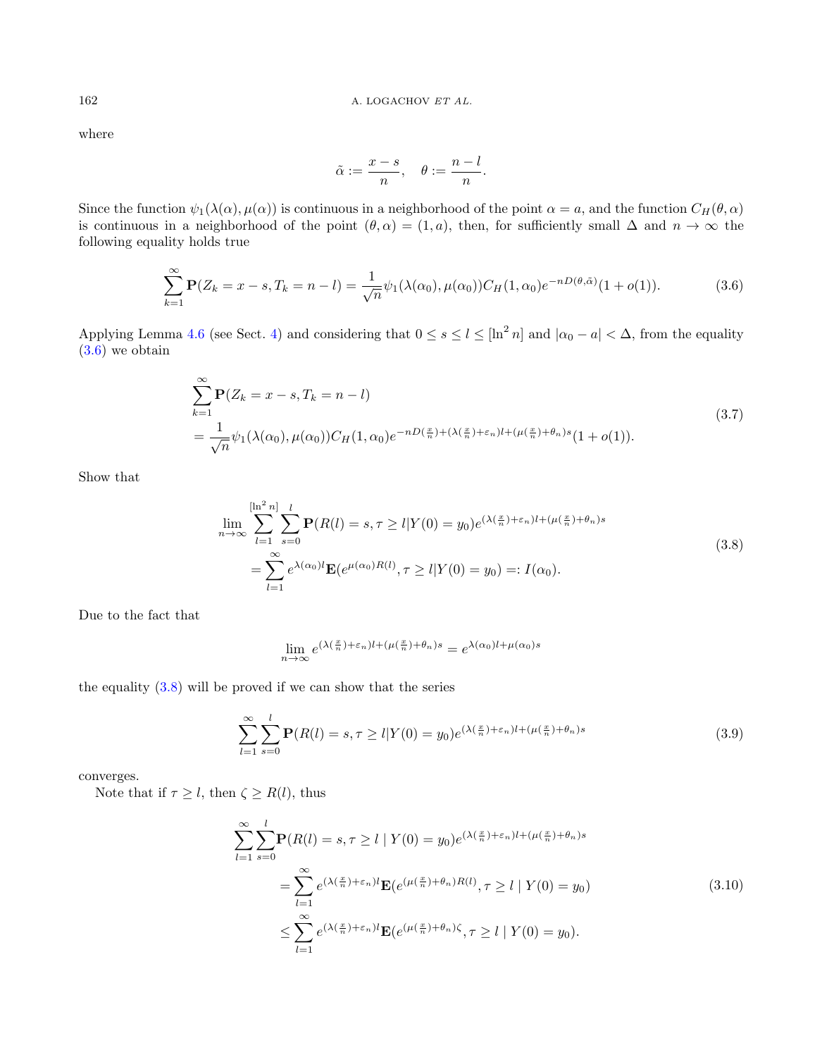where

$$\tilde{\alpha} := \frac{x-s}{n}, \quad \theta := \frac{n-l}{n}.$$

Since the function $\psi_1(\lambda(\alpha), \mu(\alpha))$ is continuous in a neighborhood of the point $\alpha = a$, and the function $C_H(\theta, \alpha)$ is continuous in a neighborhood of the point $(\theta, \alpha) = (1, a)$, then, for sufficiently small $\Delta$ and $n \to \infty$ the following equality holds true

$$\sum_{k=1}^{\infty} \mathbf{P}(Z_k = x-s, T_k = n-l) = \frac{1}{\sqrt{n}} \psi_1(\lambda(\alpha_0), \mu(\alpha_0)) C_H(1, \alpha_0) e^{-nD(\theta, \tilde{\alpha})}(1+o(1)). \tag{3.6}$$

Applying Lemma 4.6 (see Sect. 4) and considering that $0 \le s \le l \le [\ln^2 n]$ and $|\alpha_0 - a| < \Delta$, from the equality (3.6) we obtain

$$\begin{aligned}
&\sum_{k=1}^{\infty} \mathbf{P}(Z_k = x-s, T_k = n-l) \\
&= \frac{1}{\sqrt{n}} \psi_1(\lambda(\alpha_0), \mu(\alpha_0)) C_H(1, \alpha_0) e^{-nD(\frac{x}{n}) + (\lambda(\frac{x}{n}) + \varepsilon_n) l + (\mu(\frac{x}{n}) + \theta_n) s}(1+o(1)).
\end{aligned} \tag{3.7}$$

Show that

$$\begin{aligned}
\lim_{n \to \infty} &\sum_{l=1}^{[\ln^2 n]} \sum_{s=0}^{l} \mathbf{P}(R(l) = s, \tau \ge l | Y(0) = y_0) e^{(\lambda(\frac{x}{n}) + \varepsilon_n) l + (\mu(\frac{x}{n}) + \theta_n) s} \\
&= \sum_{l=1}^{\infty} e^{\lambda(\alpha_0) l} \mathbf{E}(e^{\mu(\alpha_0) R(l)}, \tau \ge l | Y(0) = y_0) =: I(\alpha_0).
\end{aligned} \tag{3.8}$$

Due to the fact that

$$\lim_{n \to \infty} e^{(\lambda(\frac{x}{n}) + \varepsilon_n) l + (\mu(\frac{x}{n}) + \theta_n) s} = e^{\lambda(\alpha_0) l + \mu(\alpha_0) s}$$

the equality (3.8) will be proved if we can show that the series

$$\sum_{l=1}^{\infty} \sum_{s=0}^{l} \mathbf{P}(R(l) = s, \tau \ge l | Y(0) = y_0) e^{(\lambda(\frac{x}{n}) + \varepsilon_n) l + (\mu(\frac{x}{n}) + \theta_n) s} \tag{3.9}$$

converges.

Note that if $\tau \ge l$, then $\zeta \ge R(l)$, thus

$$\begin{aligned}
\sum_{l=1}^{\infty} \sum_{s=0}^{l} &\mathbf{P}(R(l) = s, \tau \ge l \mid Y(0) = y_0) e^{(\lambda(\frac{x}{n}) + \varepsilon_n) l + (\mu(\frac{x}{n}) + \theta_n) s} \\
&= \sum_{l=1}^{\infty} e^{(\lambda(\frac{x}{n}) + \varepsilon_n) l} \mathbf{E}(e^{(\mu(\frac{x}{n}) + \theta_n) R(l)}, \tau \ge l \mid Y(0) = y_0) \\
&\le \sum_{l=1}^{\infty} e^{(\lambda(\frac{x}{n}) + \varepsilon_n) l} \mathbf{E}(e^{(\mu(\frac{x}{n}) + \theta_n) \zeta}, \tau \ge l \mid Y(0) = y_0).
\end{aligned} \tag{3.10}$$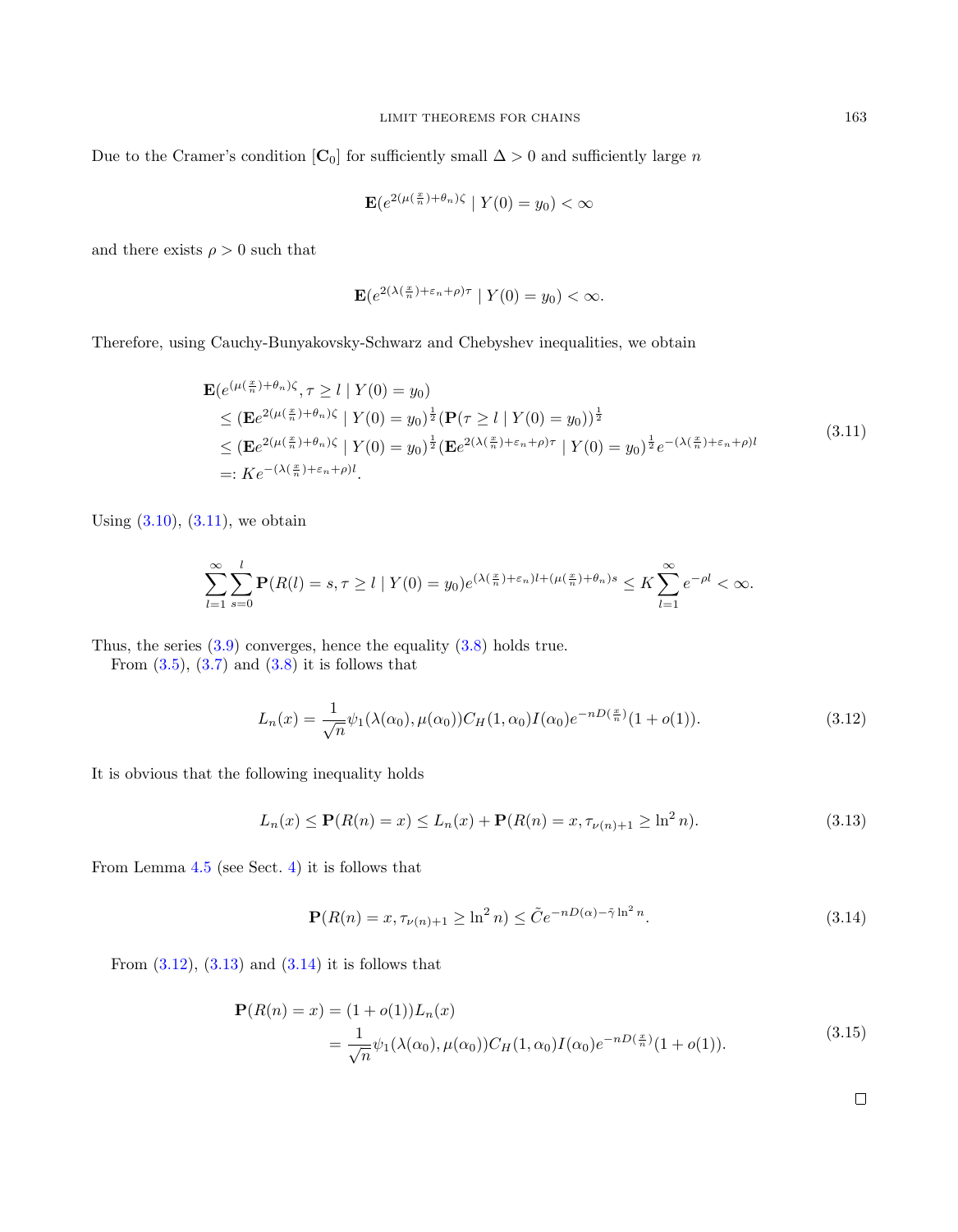Due to the Cramer's condition $[\mathbf{C}_0]$ for sufficiently small $\Delta > 0$ and sufficiently large $n$

$$\mathbf{E}(e^{2(\mu(\frac{x}{n})+\theta_n)\zeta} \mid Y(0) = y_0) < \infty$$

and there exists $\rho > 0$ such that

$$\mathbf{E}(e^{2(\lambda(\frac{x}{n})+\varepsilon_n+\rho)\tau} \mid Y(0) = y_0) < \infty.$$

Therefore, using Cauchy-Bunyakovsky-Schwarz and Chebyshev inequalities, we obtain

$$\begin{aligned}
&\mathbf{E}(e^{(\mu(\frac{x}{n})+\theta_n)\zeta}, \tau \geq l \mid Y(0) = y_0) \\
&\leq (\mathbf{E}e^{2(\mu(\frac{x}{n})+\theta_n)\zeta} \mid Y(0) = y_0)^{\frac{1}{2}} (\mathbf{P}(\tau \geq l \mid Y(0) = y_0))^{\frac{1}{2}} \\
&\leq (\mathbf{E}e^{2(\mu(\frac{x}{n})+\theta_n)\zeta} \mid Y(0) = y_0)^{\frac{1}{2}} (\mathbf{E}e^{2(\lambda(\frac{x}{n})+\varepsilon_n+\rho)\tau} \mid Y(0) = y_0)^{\frac{1}{2}} e^{-(\lambda(\frac{x}{n})+\varepsilon_n+\rho)l} \\
&=: Ke^{-(\lambda(\frac{x}{n})+\varepsilon_n+\rho)l}.
\end{aligned} \tag{3.11}$$

Using (3.10), (3.11), we obtain

$$\sum_{l=1}^{\infty}\sum_{s=0}^{l} \mathbf{P}(R(l) = s, \tau \geq l \mid Y(0) = y_0) e^{(\lambda(\frac{x}{n})+\varepsilon_n)l+(\mu(\frac{x}{n})+\theta_n)s} \leq K\sum_{l=1}^{\infty} e^{-\rho l} < \infty.$$

Thus, the series (3.9) converges, hence the equality (3.8) holds true.

From (3.5), (3.7) and (3.8) it is follows that

$$L_n(x) = \frac{1}{\sqrt{n}}\psi_1(\lambda(\alpha_0), \mu(\alpha_0)) C_H(1, \alpha_0) I(\alpha_0) e^{-nD(\frac{x}{n})}(1 + o(1)). \tag{3.12}$$

It is obvious that the following inequality holds

$$L_n(x) \leq \mathbf{P}(R(n) = x) \leq L_n(x) + \mathbf{P}(R(n) = x, \tau_{\nu(n)+1} \geq \ln^2 n). \tag{3.13}$$

From Lemma 4.5 (see Sect. 4) it is follows that

$$\mathbf{P}(R(n) = x, \tau_{\nu(n)+1} \geq \ln^2 n) \leq \tilde{C}e^{-nD(\alpha)-\tilde{\gamma}\ln^2 n}. \tag{3.14}$$

From (3.12), (3.13) and (3.14) it is follows that

$$\begin{aligned}
\mathbf{P}(R(n) = x) &= (1 + o(1))L_n(x) \\
&= \frac{1}{\sqrt{n}}\psi_1(\lambda(\alpha_0), \mu(\alpha_0)) C_H(1, \alpha_0) I(\alpha_0) e^{-nD(\frac{x}{n})}(1 + o(1)).
\end{aligned} \tag{3.15}$$

□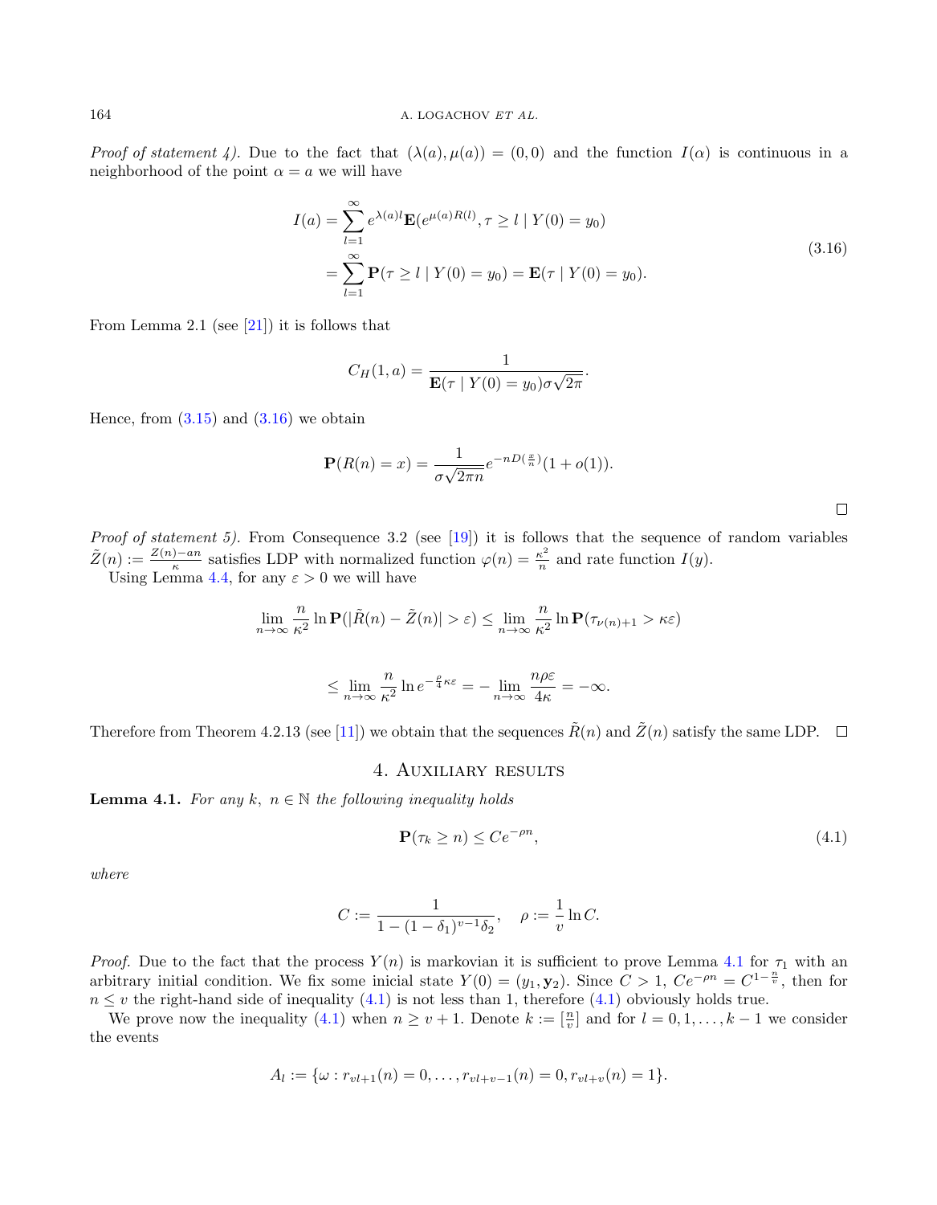*Proof of statement 4).* Due to the fact that $(\lambda(a), \mu(a)) = (0, 0)$ and the function $I(\alpha)$ is continuous in a neighborhood of the point $\alpha = a$ we will have

$$
\begin{aligned}
I(a) &= \sum_{l=1}^{\infty} e^{\lambda(a)l} \mathbf{E}(e^{\mu(a)R(l)}, \tau \geq l \mid Y(0) = y_0) \\
&= \sum_{l=1}^{\infty} \mathbf{P}(\tau \geq l \mid Y(0) = y_0) = \mathbf{E}(\tau \mid Y(0) = y_0).
\end{aligned}
\tag{3.16}
$$

From Lemma 2.1 (see [21]) it is follows that

$$
C_H(1, a) = \frac{1}{\mathbf{E}(\tau \mid Y(0) = y_0)\sigma\sqrt{2\pi}}.
$$

Hence, from (3.15) and (3.16) we obtain

$$
\mathbf{P}(R(n) = x) = \frac{1}{\sigma\sqrt{2\pi n}} e^{-nD(\frac{x}{n})}(1 + o(1)).
$$

□

*Proof of statement 5).* From Consequence 3.2 (see [19]) it is follows that the sequence of random variables $\tilde{Z}(n) := \frac{Z(n) - an}{\kappa}$ satisfies LDP with normalized function $\varphi(n) = \frac{\kappa^2}{n}$ and rate function $I(y)$.

Using Lemma 4.4, for any $\varepsilon > 0$ we will have

$$
\lim_{n\to\infty} \frac{n}{\kappa^2} \ln \mathbf{P}(|\tilde{R}(n) - \tilde{Z}(n)| > \varepsilon) \leq \lim_{n\to\infty} \frac{n}{\kappa^2} \ln \mathbf{P}(\tau_{\nu(n)+1} > \kappa\varepsilon)
$$

$$
\leq \lim_{n\to\infty} \frac{n}{\kappa^2} \ln e^{-\frac{\rho}{4}\kappa\varepsilon} = -\lim_{n\to\infty} \frac{n\rho\varepsilon}{4\kappa} = -\infty.
$$

Therefore from Theorem 4.2.13 (see [11]) we obtain that the sequences $\tilde{R}(n)$ and $\tilde{Z}(n)$ satisfy the same LDP. □

## 4. Auxiliary results

**Lemma 4.1.** *For any $k,\ n \in \mathbb{N}$ the following inequality holds*

$$
\mathbf{P}(\tau_k \geq n) \leq Ce^{-\rho n},
\tag{4.1}
$$

*where*

$$
C := \frac{1}{1 - (1 - \delta_1)^{v-1}\delta_2}, \quad \rho := \frac{1}{v} \ln C.
$$

*Proof.* Due to the fact that the process $Y(n)$ is markovian it is sufficient to prove Lemma 4.1 for $\tau_1$ with an arbitrary initial condition. We fix some inicial state $Y(0) = (y_1, \mathbf{y}_2)$. Since $C > 1$, $Ce^{-\rho n} = C^{1-\frac{n}{v}}$, then for $n \leq v$ the right-hand side of inequality (4.1) is not less than 1, therefore (4.1) obviously holds true.

We prove now the inequality (4.1) when $n \geq v + 1$. Denote $k := [\frac{n}{v}]$ and for $l = 0, 1, \ldots, k - 1$ we consider the events

$$
A_l := \{\omega : r_{vl+1}(n) = 0, \ldots, r_{vl+v-1}(n) = 0, r_{vl+v}(n) = 1\}.
$$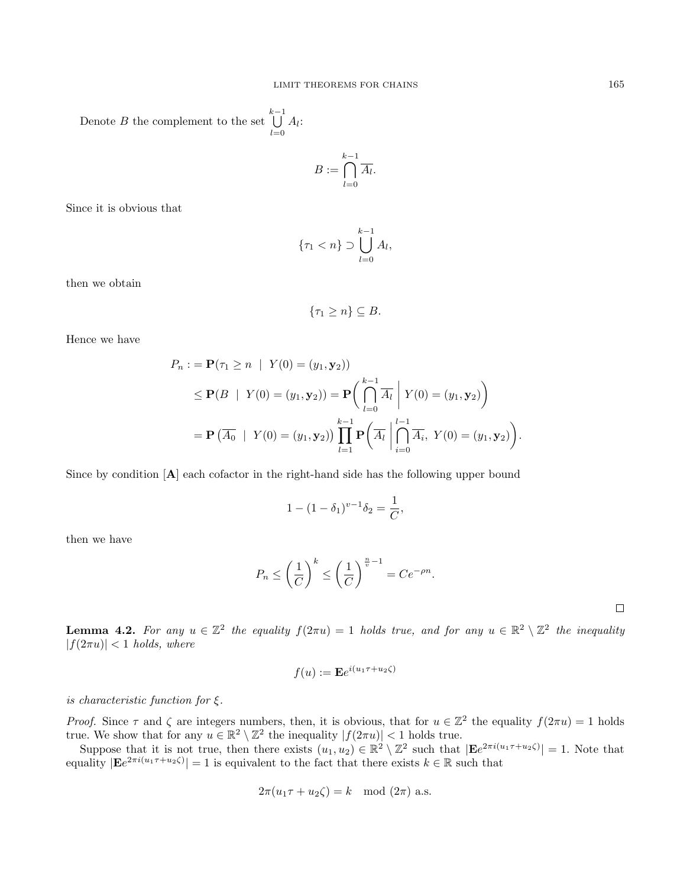Denote $B$ the complement to the set $\bigcup_{l=0}^{k-1} A_l$:

$$B := \bigcap_{l=0}^{k-1} \overline{A_l}.$$

Since it is obvious that

$$\{\tau_1 < n\} \supset \bigcup_{l=0}^{k-1} A_l,$$

then we obtain

$$\{\tau_1 \geq n\} \subseteq B.$$

Hence we have

$$\begin{aligned}
P_n :&= \mathbf{P}(\tau_1 \geq n \;\mid\; Y(0) = (y_1, \mathbf{y}_2)) \\
&\leq \mathbf{P}(B \;\mid\; Y(0) = (y_1, \mathbf{y}_2)) = \mathbf{P}\biggl( \bigcap_{l=0}^{k-1} \overline{A_l} \;\bigg|\; Y(0) = (y_1, \mathbf{y}_2) \biggr) \\
&= \mathbf{P}\left(\overline{A_0} \;\mid\; Y(0) = (y_1, \mathbf{y}_2)\right) \prod_{l=1}^{k-1} \mathbf{P}\biggl( \overline{A_l} \;\bigg|\; \bigcap_{i=0}^{l-1} \overline{A_i},\; Y(0) = (y_1, \mathbf{y}_2) \biggr).
\end{aligned}$$

Since by condition [**A**] each cofactor in the right-hand side has the following upper bound

$$1 - (1 - \delta_1)^{v-1} \delta_2 = \frac{1}{C},$$

then we have

$$P_n \leq \left( \frac{1}{C} \right)^k \leq \left( \frac{1}{C} \right)^{\frac{n}{v} - 1} = C e^{-\rho n}.$$

□

**Lemma 4.2.** *For any $u \in \mathbb{Z}^2$ the equality $f(2\pi u) = 1$ holds true, and for any $u \in \mathbb{R}^2 \setminus \mathbb{Z}^2$ the inequality $|f(2\pi u)| < 1$ holds, where*

$$f(u) := \mathbf{E} e^{i(u_1 \tau + u_2 \zeta)}$$

*is characteristic function for $\xi$.*

*Proof.* Since $\tau$ and $\zeta$ are integers numbers, then, it is obvious, that for $u \in \mathbb{Z}^2$ the equality $f(2\pi u) = 1$ holds true. We show that for any $u \in \mathbb{R}^2 \setminus \mathbb{Z}^2$ the inequality $|f(2\pi u)| < 1$ holds true.

Suppose that it is not true, then there exists $(u_1, u_2) \in \mathbb{R}^2 \setminus \mathbb{Z}^2$ such that $|\mathbf{E} e^{2\pi i(u_1 \tau + u_2 \zeta)}| = 1$. Note that equality $|\mathbf{E} e^{2\pi i(u_1 \tau + u_2 \zeta)}| = 1$ is equivalent to the fact that there exists $k \in \mathbb{R}$ such that

$$2\pi(u_1 \tau + u_2 \zeta) = k \mod (2\pi) \text{ a.s.}$$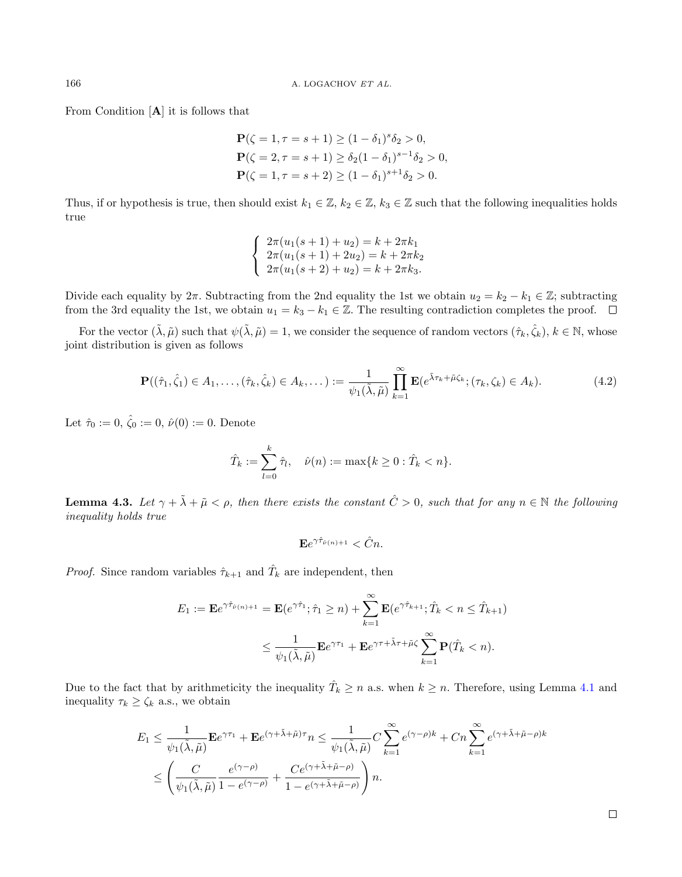From Condition [**A**] it is follows that

$$
\begin{aligned}
&\mathbf{P}(\zeta = 1, \tau = s+1) \geq (1-\delta_1)^s \delta_2 > 0, \\
&\mathbf{P}(\zeta = 2, \tau = s+1) \geq \delta_2 (1-\delta_1)^{s-1} \delta_2 > 0, \\
&\mathbf{P}(\zeta = 1, \tau = s+2) \geq (1-\delta_1)^{s+1} \delta_2 > 0.
\end{aligned}
$$

Thus, if or hypothesis is true, then should exist $k_1 \in \mathbb{Z}$, $k_2 \in \mathbb{Z}$, $k_3 \in \mathbb{Z}$ such that the following inequalities holds true

$$
\begin{cases}
2\pi(u_1(s+1) + u_2) = k + 2\pi k_1 \\
2\pi(u_1(s+1) + 2u_2) = k + 2\pi k_2 \\
2\pi(u_1(s+2) + u_2) = k + 2\pi k_3.
\end{cases}
$$

Divide each equality by $2\pi$. Subtracting from the 2nd equality the 1st we obtain $u_2 = k_2 - k_1 \in \mathbb{Z}$; subtracting from the 3rd equality the 1st, we obtain $u_1 = k_3 - k_1 \in \mathbb{Z}$. The resulting contradiction completes the proof. $\square$

For the vector $(\tilde{\lambda}, \tilde{\mu})$ such that $\psi(\tilde{\lambda}, \tilde{\mu}) = 1$, we consider the sequence of random vectors $(\hat{\tau}_k, \hat{\zeta}_k)$, $k \in \mathbb{N}$, whose joint distribution is given as follows

$$
\mathbf{P}((\hat{\tau}_1, \hat{\zeta}_1) \in A_1, \ldots, (\hat{\tau}_k, \hat{\zeta}_k) \in A_k, \ldots) := \frac{1}{\psi_1(\tilde{\lambda}, \tilde{\mu})} \prod_{k=1}^{\infty} \mathbf{E}(e^{\tilde{\lambda}\tau_k + \tilde{\mu}\zeta_k}; (\tau_k, \zeta_k) \in A_k). \tag{4.2}
$$

Let $\hat{\tau}_0 := 0$, $\hat{\zeta}_0 := 0$, $\hat{\nu}(0) := 0$. Denote

$$
\hat{T}_k := \sum_{l=0}^{k} \hat{\tau}_l, \quad \hat{\nu}(n) := \max\{k \geq 0 : \hat{T}_k < n\}.
$$

**Lemma 4.3.** *Let $\gamma + \tilde{\lambda} + \tilde{\mu} < \rho$, then there exists the constant $\hat{C} > 0$, such that for any $n \in \mathbb{N}$ the following inequality holds true*

$$
\mathbf{E}e^{\gamma \hat{\tau}_{\hat{\nu}(n)+1}} < \hat{C}n.
$$

*Proof.* Since random variables $\hat{\tau}_{k+1}$ and $\hat{T}_k$ are independent, then

$$
\begin{aligned}
E_1 := \mathbf{E}e^{\gamma \hat{\tau}_{\hat{\nu}(n)+1}} &= \mathbf{E}(e^{\gamma \hat{\tau}_1}; \hat{\tau}_1 \geq n) + \sum_{k=1}^{\infty} \mathbf{E}(e^{\gamma \hat{\tau}_{k+1}}; \hat{T}_k < n \leq \hat{T}_{k+1}) \\
&\leq \frac{1}{\psi_1(\tilde{\lambda}, \tilde{\mu})} \mathbf{E}e^{\gamma \tau_1} + \mathbf{E}e^{\gamma\tau + \tilde{\lambda}\tau + \tilde{\mu}\zeta} \sum_{k=1}^{\infty} \mathbf{P}(\hat{T}_k < n).
\end{aligned}
$$

Due to the fact that by arithmeticity the inequality $\hat{T}_k \geq n$ a.s. when $k \geq n$. Therefore, using Lemma 4.1 and inequality $\tau_k \geq \zeta_k$ a.s., we obtain

$$
\begin{aligned}
E_1 &\leq \frac{1}{\psi_1(\tilde{\lambda}, \tilde{\mu})} \mathbf{E}e^{\gamma \tau_1} + \mathbf{E}e^{(\gamma + \tilde{\lambda} + \tilde{\mu})\tau} n \leq \frac{1}{\psi_1(\tilde{\lambda}, \tilde{\mu})} C \sum_{k=1}^{\infty} e^{(\gamma - \rho)k} + Cn \sum_{k=1}^{\infty} e^{(\gamma + \tilde{\lambda} + \tilde{\mu} - \rho)k} \\
&\leq \left( \frac{C}{\psi_1(\tilde{\lambda}, \tilde{\mu})} \frac{e^{(\gamma - \rho)}}{1 - e^{(\gamma - \rho)}} + \frac{C e^{(\gamma + \tilde{\lambda} + \tilde{\mu} - \rho)}}{1 - e^{(\gamma + \tilde{\lambda} + \tilde{\mu} - \rho)}} \right) n.
\end{aligned}
$$

$\square$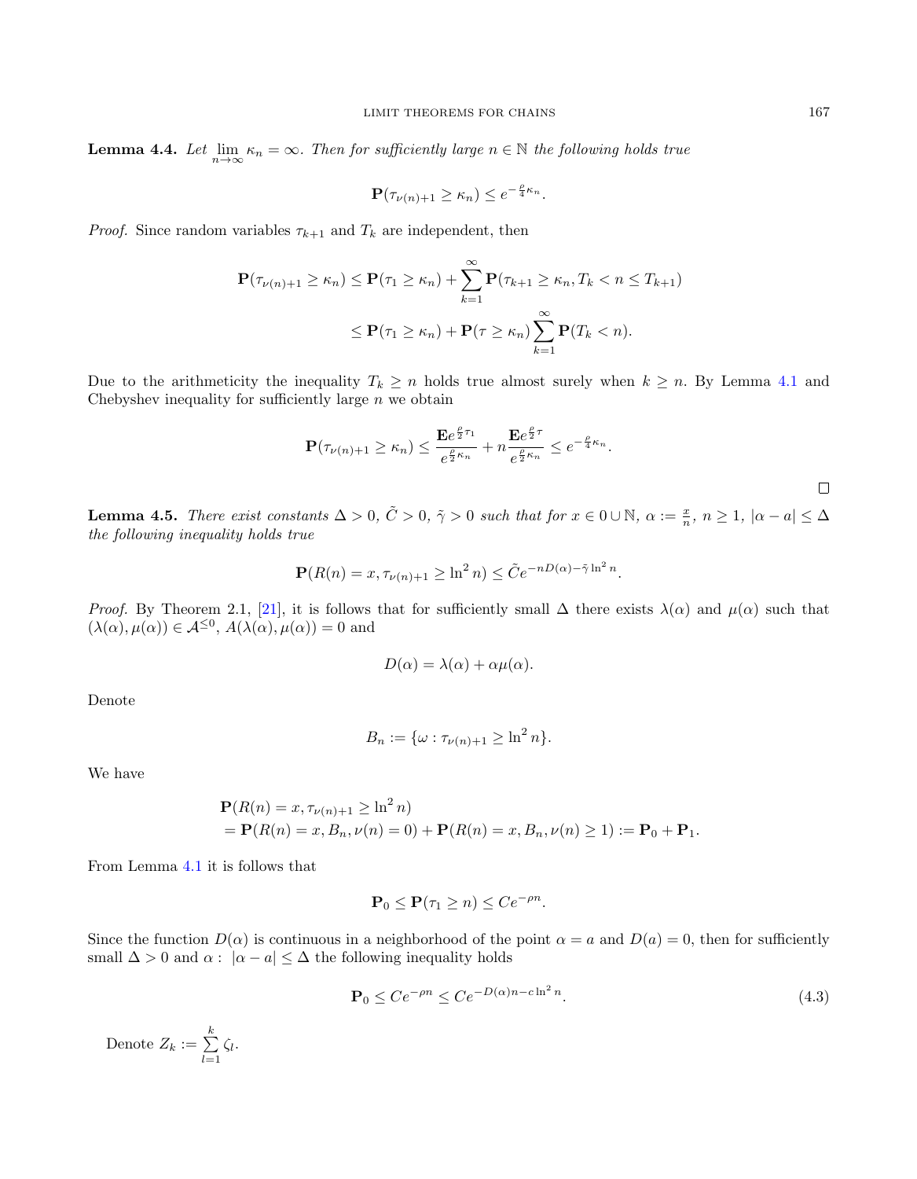**Lemma 4.4.** *Let* $\lim_{n\to\infty} \kappa_n = \infty$. *Then for sufficiently large* $n \in \mathbb{N}$ *the following holds true*

$$\mathbf{P}(\tau_{\nu(n)+1} \geq \kappa_n) \leq e^{-\frac{\rho}{4}\kappa_n}.$$

*Proof.* Since random variables $\tau_{k+1}$ and $T_k$ are independent, then

$$\mathbf{P}(\tau_{\nu(n)+1} \geq \kappa_n) \leq \mathbf{P}(\tau_1 \geq \kappa_n) + \sum_{k=1}^{\infty} \mathbf{P}(\tau_{k+1} \geq \kappa_n, T_k < n \leq T_{k+1})$$

$$\leq \mathbf{P}(\tau_1 \geq \kappa_n) + \mathbf{P}(\tau \geq \kappa_n) \sum_{k=1}^{\infty} \mathbf{P}(T_k < n).$$

Due to the arithmeticity the inequality $T_k \geq n$ holds true almost surely when $k \geq n$. By Lemma 4.1 and Chebyshev inequality for sufficiently large $n$ we obtain

$$\mathbf{P}(\tau_{\nu(n)+1} \geq \kappa_n) \leq \frac{\mathbf{E} e^{\frac{\rho}{2}\tau_1}}{e^{\frac{\rho}{2}\kappa_n}} + n\frac{\mathbf{E} e^{\frac{\rho}{2}\tau}}{e^{\frac{\rho}{2}\kappa_n}} \leq e^{-\frac{\rho}{4}\kappa_n}.$$

□

**Lemma 4.5.** *There exist constants* $\Delta > 0$, $\tilde{C} > 0$, $\tilde{\gamma} > 0$ *such that for* $x \in 0 \cup \mathbb{N}$, $\alpha := \frac{x}{n}$, $n \geq 1$, $|\alpha - a| \leq \Delta$ *the following inequality holds true*

$$\mathbf{P}(R(n) = x, \tau_{\nu(n)+1} \geq \ln^2 n) \leq \tilde{C} e^{-nD(\alpha) - \tilde{\gamma}\ln^2 n}.$$

*Proof.* By Theorem 2.1, [21], it is follows that for sufficiently small $\Delta$ there exists $\lambda(\alpha)$ and $\mu(\alpha)$ such that $(\lambda(\alpha), \mu(\alpha)) \in \mathcal{A}^{\leq 0}$, $A(\lambda(\alpha), \mu(\alpha)) = 0$ and

$$D(\alpha) = \lambda(\alpha) + \alpha\mu(\alpha).$$

Denote

$$B_n := \{\omega : \tau_{\nu(n)+1} \geq \ln^2 n\}.$$

We have

$$\begin{aligned}
&\mathbf{P}(R(n) = x, \tau_{\nu(n)+1} \geq \ln^2 n) \\
&= \mathbf{P}(R(n) = x, B_n, \nu(n) = 0) + \mathbf{P}(R(n) = x, B_n, \nu(n) \geq 1) := \mathbf{P}_0 + \mathbf{P}_1.
\end{aligned}$$

From Lemma 4.1 it is follows that

$$\mathbf{P}_0 \leq \mathbf{P}(\tau_1 \geq n) \leq Ce^{-\rho n}.$$

Since the function $D(\alpha)$ is continuous in a neighborhood of the point $\alpha = a$ and $D(a) = 0$, then for sufficiently small $\Delta > 0$ and $\alpha : \ |\alpha - a| \leq \Delta$ the following inequality holds

$$\mathbf{P}_0 \leq Ce^{-\rho n} \leq Ce^{-D(\alpha)n - c\ln^2 n}. \tag{4.3}$$

Denote $Z_k := \sum_{l=1}^{k} \zeta_l$.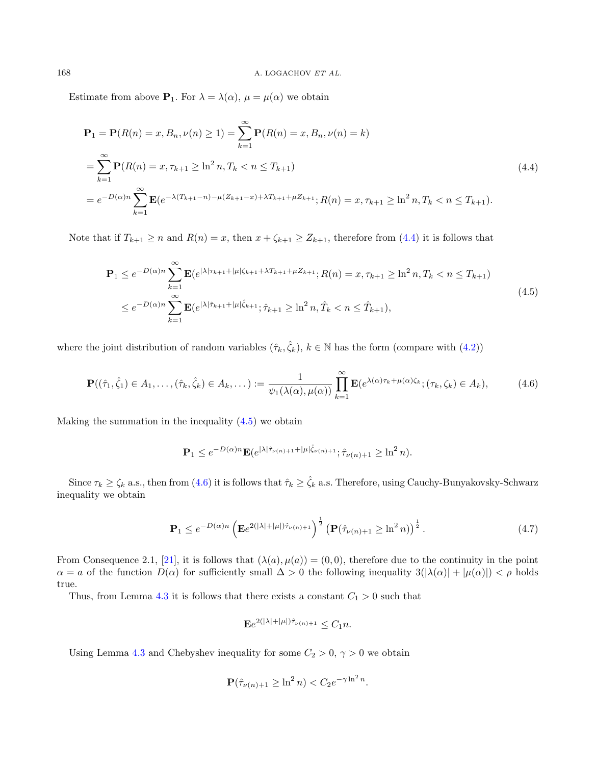Estimate from above $\mathbf{P}_1$. For $\lambda = \lambda(\alpha)$, $\mu = \mu(\alpha)$ we obtain

$$
\begin{aligned}
\mathbf{P}_1 &= \mathbf{P}(R(n) = x, B_n, \nu(n) \geq 1) = \sum_{k=1}^{\infty} \mathbf{P}(R(n) = x, B_n, \nu(n) = k) \\
&= \sum_{k=1}^{\infty} \mathbf{P}(R(n) = x, \tau_{k+1} \geq \ln^2 n, T_k < n \leq T_{k+1}) \\
&= e^{-D(\alpha)n} \sum_{k=1}^{\infty} \mathbf{E}(e^{-\lambda(T_{k+1}-n)-\mu(Z_{k+1}-x)+\lambda T_{k+1}+\mu Z_{k+1}}; R(n) = x, \tau_{k+1} \geq \ln^2 n, T_k < n \leq T_{k+1}).
\end{aligned}
\tag{4.4}
$$

Note that if $T_{k+1} \geq n$ and $R(n) = x$, then $x + \zeta_{k+1} \geq Z_{k+1}$, therefore from (4.4) it is follows that

$$
\begin{aligned}
\mathbf{P}_1 &\leq e^{-D(\alpha)n} \sum_{k=1}^{\infty} \mathbf{E}(e^{|\lambda|\tau_{k+1}+|\mu|\zeta_{k+1}+\lambda T_{k+1}+\mu Z_{k+1}}; R(n) = x, \tau_{k+1} \geq \ln^2 n, T_k < n \leq T_{k+1}) \\
&\leq e^{-D(\alpha)n} \sum_{k=1}^{\infty} \mathbf{E}(e^{|\lambda|\hat{\tau}_{k+1}+|\mu|\hat{\zeta}_{k+1}}; \hat{\tau}_{k+1} \geq \ln^2 n, \hat{T}_k < n \leq \hat{T}_{k+1}),
\end{aligned}
\tag{4.5}
$$

where the joint distribution of random variables $(\hat{\tau}_k, \hat{\zeta}_k)$, $k \in \mathbb{N}$ has the form (compare with (4.2))

$$
\mathbf{P}((\hat{\tau}_1, \hat{\zeta}_1) \in A_1, \dots, (\hat{\tau}_k, \hat{\zeta}_k) \in A_k, \dots) := \frac{1}{\psi_1(\lambda(\alpha), \mu(\alpha))} \prod_{k=1}^{\infty} \mathbf{E}(e^{\lambda(\alpha)\tau_k+\mu(\alpha)\zeta_k}; (\tau_k, \zeta_k) \in A_k),
\tag{4.6}
$$

Making the summation in the inequality (4.5) we obtain

$$
\mathbf{P}_1 \leq e^{-D(\alpha)n} \mathbf{E}(e^{|\lambda|\hat{\tau}_{\nu(n)+1}+|\mu|\hat{\zeta}_{\nu(n)+1}}; \hat{\tau}_{\nu(n)+1} \geq \ln^2 n).
$$

Since $\tau_k \geq \zeta_k$ a.s., then from (4.6) it is follows that $\hat{\tau}_k \geq \hat{\zeta}_k$ a.s. Therefore, using Cauchy-Bunyakovsky-Schwarz inequality we obtain

$$
\mathbf{P}_1 \leq e^{-D(\alpha)n} \left(\mathbf{E}e^{2(|\lambda|+|\mu|)\hat{\tau}_{\nu(n)+1}}\right)^{\frac{1}{2}} \left(\mathbf{P}(\hat{\tau}_{\nu(n)+1} \geq \ln^2 n)\right)^{\frac{1}{2}}.
\tag{4.7}
$$

From Consequence 2.1, [21], it is follows that $(\lambda(a), \mu(a)) = (0, 0)$, therefore due to the continuity in the point $\alpha = a$ of the function $D(\alpha)$ for sufficiently small $\Delta > 0$ the following inequality $3(|\lambda(\alpha)| + |\mu(\alpha)|) < \rho$ holds true.

Thus, from Lemma 4.3 it is follows that there exists a constant $C_1 > 0$ such that

$$
\mathbf{E}e^{2(|\lambda|+|\mu|)\hat{\tau}_{\nu(n)+1}} \leq C_1 n.
$$

Using Lemma 4.3 and Chebyshev inequality for some $C_2 > 0$, $\gamma > 0$ we obtain

$$
\mathbf{P}(\hat{\tau}_{\nu(n)+1} \geq \ln^2 n) < C_2 e^{-\gamma \ln^2 n}.
$$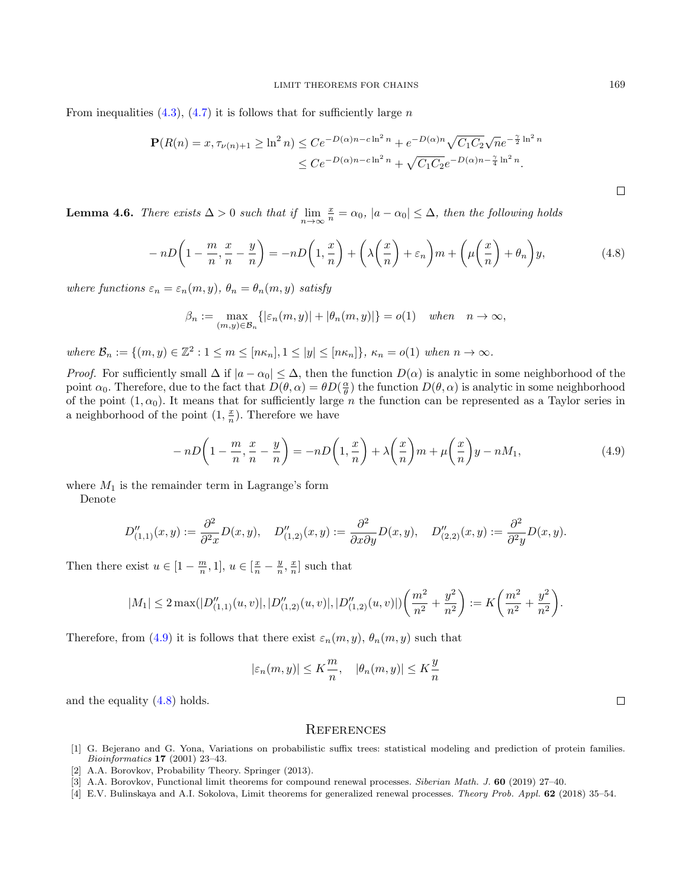From inequalities (4.3), (4.7) it is follows that for sufficiently large $n$

$$
\begin{aligned}
\mathbf{P}(R(n) = x, \tau_{\nu(n)+1} \geq \ln^2 n) &\leq Ce^{-D(\alpha)n - c\ln^2 n} + e^{-D(\alpha)n}\sqrt{C_1C_2}\sqrt{n}e^{-\frac{\gamma}{2}\ln^2 n} \\
&\leq Ce^{-D(\alpha)n - c\ln^2 n} + \sqrt{C_1C_2}e^{-D(\alpha)n - \frac{\gamma}{4}\ln^2 n}.
\end{aligned}
$$

□

**Lemma 4.6.** *There exists $\Delta > 0$ such that if $\lim_{n\to\infty} \frac{x}{n} = \alpha_0$, $|a - \alpha_0| \leq \Delta$, then the following holds*

$$
-nD\left(1 - \frac{m}{n}, \frac{x}{n} - \frac{y}{n}\right) = -nD\left(1, \frac{x}{n}\right) + \left(\lambda\left(\frac{x}{n}\right) + \varepsilon_n\right)m + \left(\mu\left(\frac{x}{n}\right) + \theta_n\right)y, \tag{4.8}
$$

*where functions $\varepsilon_n = \varepsilon_n(m, y)$, $\theta_n = \theta_n(m, y)$ satisfy*

$$
\beta_n := \max_{(m,y)\in\mathcal{B}_n}\{|\varepsilon_n(m, y)| + |\theta_n(m, y)|\} = o(1) \quad \text{when} \quad n \to \infty,
$$

*where $\mathcal{B}_n := \{(m, y) \in \mathbb{Z}^2 : 1 \leq m \leq [n\kappa_n], 1 \leq |y| \leq [n\kappa_n]\}$, $\kappa_n = o(1)$ when $n \to \infty$.*

*Proof.* For sufficiently small $\Delta$ if $|a - \alpha_0| \leq \Delta$, then the function $D(\alpha)$ is analytic in some neighborhood of the point $\alpha_0$. Therefore, due to the fact that $D(\theta, \alpha) = \theta D(\frac{\alpha}{\theta})$ the function $D(\theta, \alpha)$ is analytic in some neighborhood of the point $(1, \alpha_0)$. It means that for sufficiently large $n$ the function can be represented as a Taylor series in a neighborhood of the point $(1, \frac{x}{n})$. Therefore we have

$$
-nD\left(1 - \frac{m}{n}, \frac{x}{n} - \frac{y}{n}\right) = -nD\left(1, \frac{x}{n}\right) + \lambda\left(\frac{x}{n}\right)m + \mu\left(\frac{x}{n}\right)y - nM_1, \tag{4.9}
$$

where $M_1$ is the remainder term in Lagrange's form

Denote

$$
D''_{(1,1)}(x, y) := \frac{\partial^2}{\partial^2 x}D(x, y), \quad D''_{(1,2)}(x, y) := \frac{\partial^2}{\partial x \partial y}D(x, y), \quad D''_{(2,2)}(x, y) := \frac{\partial^2}{\partial^2 y}D(x, y).
$$

Then there exist $u \in [1 - \frac{m}{n}, 1]$, $u \in [\frac{x}{n} - \frac{y}{n}, \frac{x}{n}]$ such that

$$
|M_1| \leq 2\max(|D''_{(1,1)}(u, v)|, |D''_{(1,2)}(u, v)|, |D''_{(1,2)}(u, v)|)\left(\frac{m^2}{n^2} + \frac{y^2}{n^2}\right) := K\left(\frac{m^2}{n^2} + \frac{y^2}{n^2}\right).
$$

Therefore, from (4.9) it is follows that there exist $\varepsilon_n(m, y)$, $\theta_n(m, y)$ such that

$$
|\varepsilon_n(m, y)| \leq K\frac{m}{n}, \quad |\theta_n(m, y)| \leq K\frac{y}{n}
$$

and the equality (4.8) holds. □

## References

[1] G. Bejerano and G. Yona, Variations on probabilistic suffix trees: statistical modeling and prediction of protein families. *Bioinformatics* **17** (2001) 23–43.

[2] A.A. Borovkov, Probability Theory. Springer (2013).

[3] A.A. Borovkov, Functional limit theorems for compound renewal processes. *Siberian Math. J.* **60** (2019) 27–40.

[4] E.V. Bulinskaya and A.I. Sokolova, Limit theorems for generalized renewal processes. *Theory Prob. Appl.* **62** (2018) 35–54.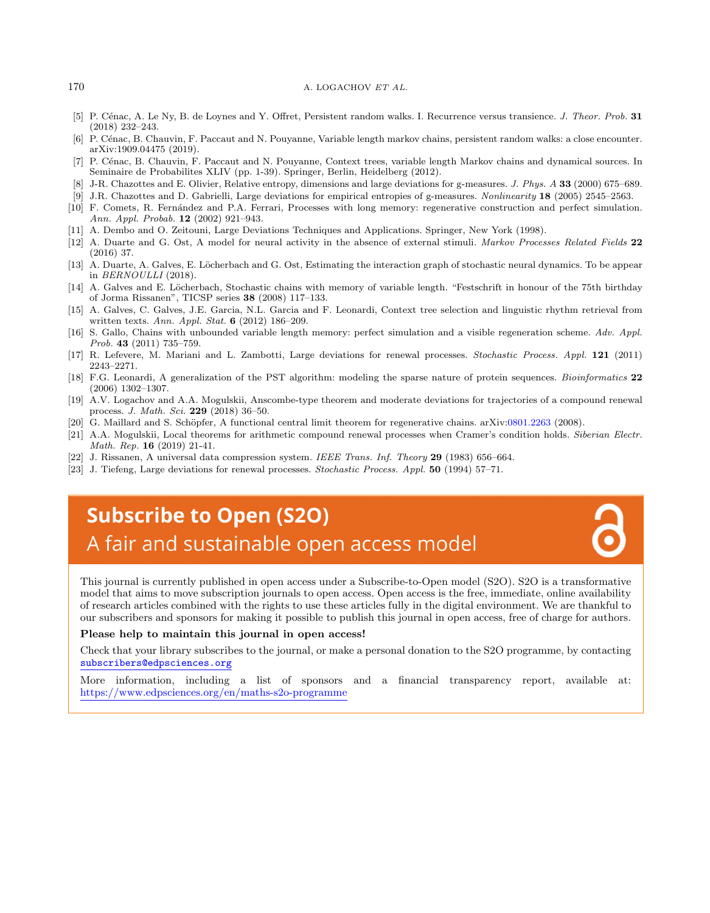[5] P. Cénac, A. Le Ny, B. de Loynes and Y. Offret, Persistent random walks. I. Recurrence versus transience. *J. Theor. Prob.* **31** (2018) 232–243.

[6] P. Cénac, B. Chauvin, F. Paccaut and N. Pouyanne, Variable length markov chains, persistent random walks: a close encounter. arXiv:1909.04475 (2019).

[7] P. Cénac, B. Chauvin, F. Paccaut and N. Pouyanne, Context trees, variable length Markov chains and dynamical sources. In Seminaire de Probabilites XLIV (pp. 1-39). Springer, Berlin, Heidelberg (2012).

[8] J-R. Chazottes and E. Olivier, Relative entropy, dimensions and large deviations for g-measures. *J. Phys. A* **33** (2000) 675–689.

[9] J.R. Chazottes and D. Gabrielli, Large deviations for empirical entropies of g-measures. *Nonlinearity* **18** (2005) 2545–2563.

[10] F. Comets, R. Fernández and P.A. Ferrari, Processes with long memory: regenerative construction and perfect simulation. *Ann. Appl. Probab.* **12** (2002) 921–943.

[11] A. Dembo and O. Zeitouni, Large Deviations Techniques and Applications. Springer, New York (1998).

[12] A. Duarte and G. Ost, A model for neural activity in the absence of external stimuli. *Markov Processes Related Fields* **22** (2016) 37.

[13] A. Duarte, A. Galves, E. Löcherbach and G. Ost, Estimating the interaction graph of stochastic neural dynamics. To be appear in *BERNOULLI* (2018).

[14] A. Galves and E. Löcherbach, Stochastic chains with memory of variable length. "Festschrift in honour of the 75th birthday of Jorma Rissanen", TICSP series **38** (2008) 117–133.

[15] A. Galves, C. Galves, J.E. Garcia, N.L. Garcia and F. Leonardi, Context tree selection and linguistic rhythm retrieval from written texts. *Ann. Appl. Stat.* **6** (2012) 186–209.

[16] S. Gallo, Chains with unbounded variable length memory: perfect simulation and a visible regeneration scheme. *Adv. Appl. Prob.* **43** (2011) 735–759.

[17] R. Lefevere, M. Mariani and L. Zambotti, Large deviations for renewal processes. *Stochastic Process. Appl.* **121** (2011) 2243–2271.

[18] F.G. Leonardi, A generalization of the PST algorithm: modeling the sparse nature of protein sequences. *Bioinformatics* **22** (2006) 1302–1307.

[19] A.V. Logachov and A.A. Mogulskii, Anscombe-type theorem and moderate deviations for trajectories of a compound renewal process. *J. Math. Sci.* **229** (2018) 36–50.

[20] G. Maillard and S. Schöpfer, A functional central limit theorem for regenerative chains. arXiv:0801.2263 (2008).

[21] A.A. Mogulskii, Local theorems for arithmetic compound renewal processes when Cramer's condition holds. *Siberian Electr. Math. Rep.* **16** (2019) 21-41.

[22] J. Rissanen, A universal data compression system. *IEEE Trans. Inf. Theory* **29** (1983) 656–664.

[23] J. Tiefeng, Large deviations for renewal processes. *Stochastic Process. Appl.* **50** (1994) 57–71.

## Subscribe to Open (S2O)

A fair and sustainable open access model

This journal is currently published in open access under a Subscribe-to-Open model (S2O). S2O is a transformative model that aims to move subscription journals to open access. Open access is the free, immediate, online availability of research articles combined with the rights to use these articles fully in the digital environment. We are thankful to our subscribers and sponsors for making it possible to publish this journal in open access, free of charge for authors.

**Please help to maintain this journal in open access!**

Check that your library subscribes to the journal, or make a personal donation to the S2O programme, by contacting subscribers@edpsciences.org

More information, including a list of sponsors and a financial transparency report, available at: https://www.edpsciences.org/en/maths-s2o-programme